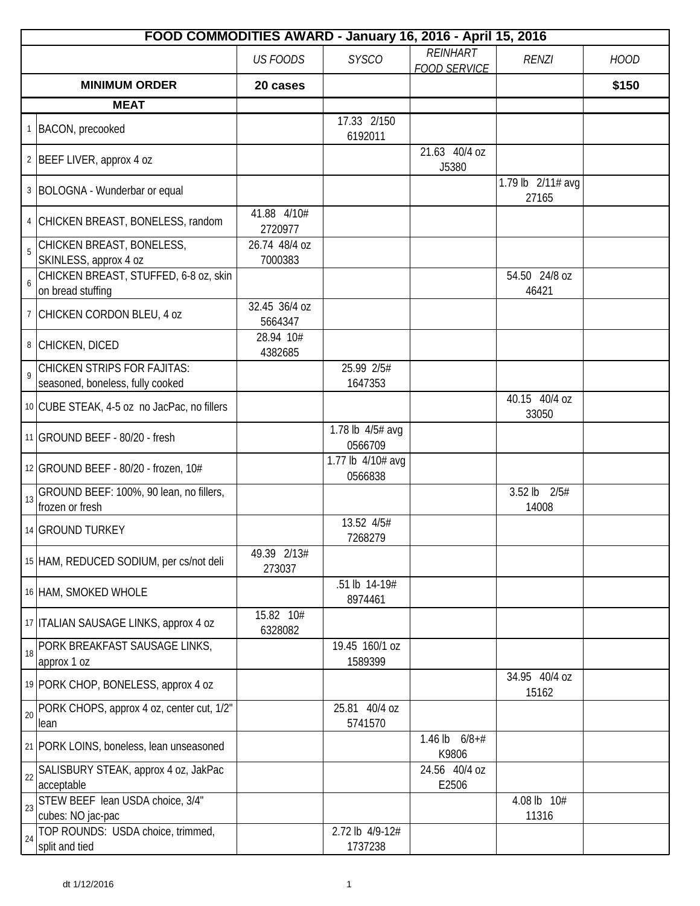| FOOD COMMODITIES AWARD - January 16, 2016 - April 15, 2016 | | | | | | |
|---|---|---|---|---|---|---|
| | | *US FOODS* | *SYSCO* | *REINHART FOOD SERVICE* | *RENZI* | *HOOD* |
| **MINIMUM ORDER** | | **20 cases** | | | | **$150** |
| **MEAT** | | | | | | |
| 1 | BACON, precooked | | 17.33 2/150 6192011 | | | |
| 2 | BEEF LIVER, approx 4 oz | | | 21.63 40/4 oz J5380 | | |
| 3 | BOLOGNA - Wunderbar or equal | | | | 1.79 lb 2/11# avg 27165 | |
| 4 | CHICKEN BREAST, BONELESS, random | 41.88 4/10# 2720977 | | | | |
| 5 | CHICKEN BREAST, BONELESS, SKINLESS, approx 4 oz | 26.74 48/4 oz 7000383 | | | | |
| 6 | CHICKEN BREAST, STUFFED, 6-8 oz, skin on bread stuffing | | | | 54.50 24/8 oz 46421 | |
| 7 | CHICKEN CORDON BLEU, 4 oz | 32.45 36/4 oz 5664347 | | | | |
| 8 | CHICKEN, DICED | 28.94 10# 4382685 | | | | |
| 9 | CHICKEN STRIPS FOR FAJITAS: seasoned, boneless, fully cooked | | 25.99 2/5# 1647353 | | | |
| 10 | CUBE STEAK, 4-5 oz no JacPac, no fillers | | | | 40.15 40/4 oz 33050 | |
| 11 | GROUND BEEF - 80/20 - fresh | | 1.78 lb 4/5# avg 0566709 | | | |
| 12 | GROUND BEEF - 80/20 - frozen, 10# | | 1.77 lb 4/10# avg 0566838 | | | |
| 13 | GROUND BEEF: 100%, 90 lean, no fillers, frozen or fresh | | | | 3.52 lb 2/5# 14008 | |
| 14 | GROUND TURKEY | | 13.52 4/5# 7268279 | | | |
| 15 | HAM, REDUCED SODIUM, per cs/not deli | 49.39 2/13# 273037 | | | | |
| 16 | HAM, SMOKED WHOLE | | .51 lb 14-19# 8974461 | | | |
| 17 | ITALIAN SAUSAGE LINKS, approx 4 oz | 15.82 10# 6328082 | | | | |
| 18 | PORK BREAKFAST SAUSAGE LINKS, approx 1 oz | | 19.45 160/1 oz 1589399 | | | |
| 19 | PORK CHOP, BONELESS, approx 4 oz | | | | 34.95 40/4 oz 15162 | |
| 20 | PORK CHOPS, approx 4 oz, center cut, 1/2" lean | | 25.81 40/4 oz 5741570 | | | |
| 21 | PORK LOINS, boneless, lean unseasoned | | | 1.46 lb 6/8+# K9806 | | |
| 22 | SALISBURY STEAK, approx 4 oz, JakPac acceptable | | | 24.56 40/4 oz E2506 | | |
| 23 | STEW BEEF lean USDA choice, 3/4" cubes: NO jac-pac | | | | 4.08 lb 10# 11316 | |
| 24 | TOP ROUNDS: USDA choice, trimmed, split and tied | | 2.72 lb 4/9-12# 1737238 | | | |

dt 1/12/2016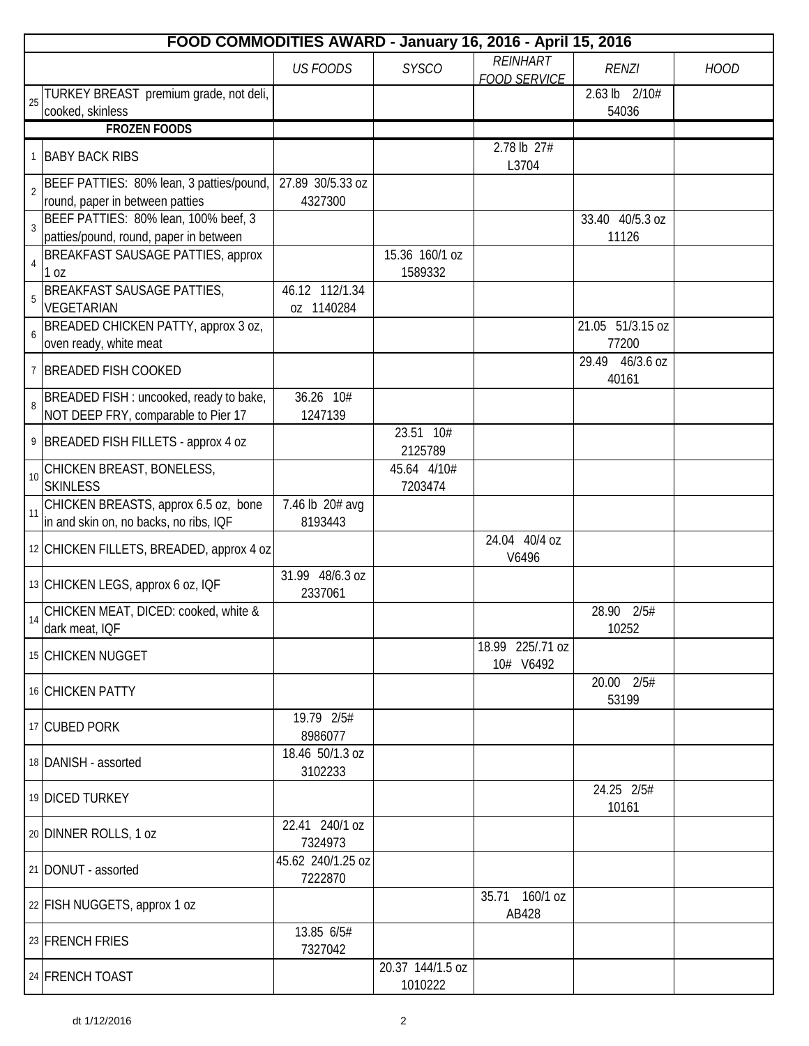| FOOD COMMODITIES AWARD - January 16, 2016 - April 15, 2016 | | | | | | |
|---|---|---|---|---|---|---|
| | | *US FOODS* | *SYSCO* | *REINHART FOOD SERVICE* | *RENZI* | *HOOD* |
| 25 | TURKEY BREAST premium grade, not deli, cooked, skinless | | | | 2.63 lb 2/10# 54036 | |
| | **FROZEN FOODS** | | | | | |
| 1 | BABY BACK RIBS | | | 2.78 lb 27# L3704 | | |
| 2 | BEEF PATTIES: 80% lean, 3 patties/pound, round, paper in between patties | 27.89 30/5.33 oz 4327300 | | | | |
| 3 | BEEF PATTIES: 80% lean, 100% beef, 3 patties/pound, round, paper in between | | | | 33.40 40/5.3 oz 11126 | |
| 4 | BREAKFAST SAUSAGE PATTIES, approx 1 oz | | 15.36 160/1 oz 1589332 | | | |
| 5 | BREAKFAST SAUSAGE PATTIES, VEGETARIAN | 46.12 112/1.34 oz 1140284 | | | | |
| 6 | BREADED CHICKEN PATTY, approx 3 oz, oven ready, white meat | | | | 21.05 51/3.15 oz 77200 | |
| 7 | BREADED FISH COOKED | | | | 29.49 46/3.6 oz 40161 | |
| 8 | BREADED FISH : uncooked, ready to bake, NOT DEEP FRY, comparable to Pier 17 | 36.26 10# 1247139 | | | | |
| 9 | BREADED FISH FILLETS - approx 4 oz | | 23.51 10# 2125789 | | | |
| 10 | CHICKEN BREAST, BONELESS, SKINLESS | | 45.64 4/10# 7203474 | | | |
| 11 | CHICKEN BREASTS, approx 6.5 oz, bone in and skin on, no backs, no ribs, IQF | 7.46 lb 20# avg 8193443 | | | | |
| 12 | CHICKEN FILLETS, BREADED, approx 4 oz | | | 24.04 40/4 oz V6496 | | |
| 13 | CHICKEN LEGS, approx 6 oz, IQF | 31.99 48/6.3 oz 2337061 | | | | |
| 14 | CHICKEN MEAT, DICED: cooked, white & dark meat, IQF | | | | 28.90 2/5# 10252 | |
| 15 | CHICKEN NUGGET | | | 18.99 225/.71 oz 10# V6492 | | |
| 16 | CHICKEN PATTY | | | | 20.00 2/5# 53199 | |
| 17 | CUBED PORK | 19.79 2/5# 8986077 | | | | |
| 18 | DANISH - assorted | 18.46 50/1.3 oz 3102233 | | | | |
| 19 | DICED TURKEY | | | | 24.25 2/5# 10161 | |
| 20 | DINNER ROLLS, 1 oz | 22.41 240/1 oz 7324973 | | | | |
| 21 | DONUT - assorted | 45.62 240/1.25 oz 7222870 | | | | |
| 22 | FISH NUGGETS, approx 1 oz | | | 35.71 160/1 oz AB428 | | |
| 23 | FRENCH FRIES | 13.85 6/5# 7327042 | | | | |
| 24 | FRENCH TOAST | | 20.37 144/1.5 oz 1010222 | | | |

dt 1/12/2016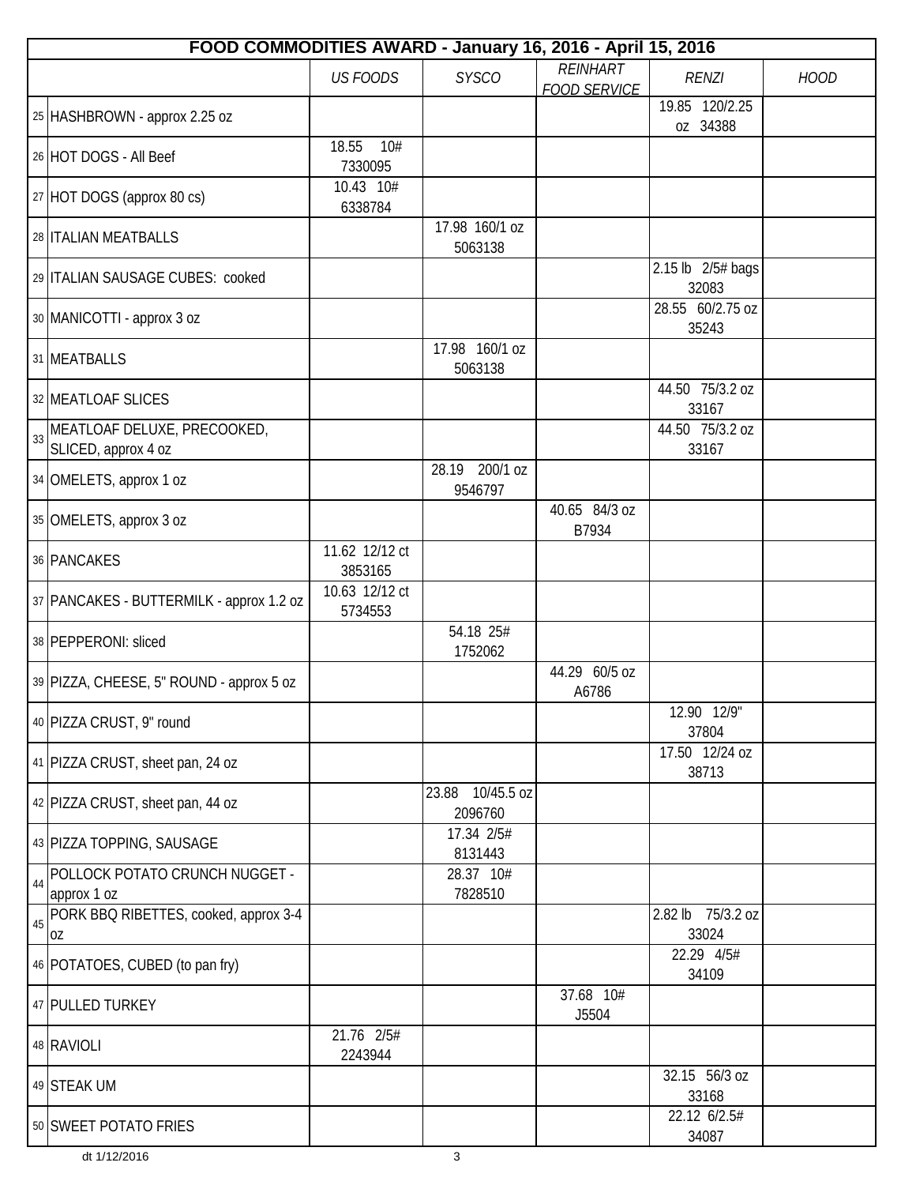| FOOD COMMODITIES AWARD - January 16, 2016 - April 15, 2016 | | | | | | | |
|---|---|---|---|---|---|---|---|
| | | *US FOODS* | *SYSCO* | *REINHART FOOD SERVICE* | *RENZI* | *HOOD* |
| 25 | HASHBROWN - approx 2.25 oz | | | | 19.85 120/2.25 oz 34388 | |
| 26 | HOT DOGS - All Beef | 18.55 10# 7330095 | | | | |
| 27 | HOT DOGS (approx 80 cs) | 10.43 10# 6338784 | | | | |
| 28 | ITALIAN MEATBALLS | | 17.98 160/1 oz 5063138 | | | |
| 29 | ITALIAN SAUSAGE CUBES: cooked | | | | 2.15 lb 2/5# bags 32083 | |
| 30 | MANICOTTI - approx 3 oz | | | | 28.55 60/2.75 oz 35243 | |
| 31 | MEATBALLS | | 17.98 160/1 oz 5063138 | | | |
| 32 | MEATLOAF SLICES | | | | 44.50 75/3.2 oz 33167 | |
| 33 | MEATLOAF DELUXE, PRECOOKED, SLICED, approx 4 oz | | | | 44.50 75/3.2 oz 33167 | |
| 34 | OMELETS, approx 1 oz | | 28.19 200/1 oz 9546797 | | | |
| 35 | OMELETS, approx 3 oz | | | 40.65 84/3 oz B7934 | | |
| 36 | PANCAKES | 11.62 12/12 ct 3853165 | | | | |
| 37 | PANCAKES - BUTTERMILK - approx 1.2 oz | 10.63 12/12 ct 5734553 | | | | |
| 38 | PEPPERONI: sliced | | 54.18 25# 1752062 | | | |
| 39 | PIZZA, CHEESE, 5" ROUND - approx 5 oz | | | 44.29 60/5 oz A6786 | | |
| 40 | PIZZA CRUST, 9" round | | | | 12.90 12/9" 37804 | |
| 41 | PIZZA CRUST, sheet pan, 24 oz | | | | 17.50 12/24 oz 38713 | |
| 42 | PIZZA CRUST, sheet pan, 44 oz | | 23.88 10/45.5 oz 2096760 | | | |
| 43 | PIZZA TOPPING, SAUSAGE | | 17.34 2/5# 8131443 | | | |
| 44 | POLLOCK POTATO CRUNCH NUGGET - approx 1 oz | | 28.37 10# 7828510 | | | |
| 45 | PORK BBQ RIBETTES, cooked, approx 3-4 oz | | | | 2.82 lb 75/3.2 oz 33024 | |
| 46 | POTATOES, CUBED (to pan fry) | | | | 22.29 4/5# 34109 | |
| 47 | PULLED TURKEY | | | 37.68 10# J5504 | | |
| 48 | RAVIOLI | 21.76 2/5# 2243944 | | | | |
| 49 | STEAK UM | | | | 32.15 56/3 oz 33168 | |
| 50 | SWEET POTATO FRIES | | | | 22.12 6/2.5# 34087 | |

dt 1/12/2016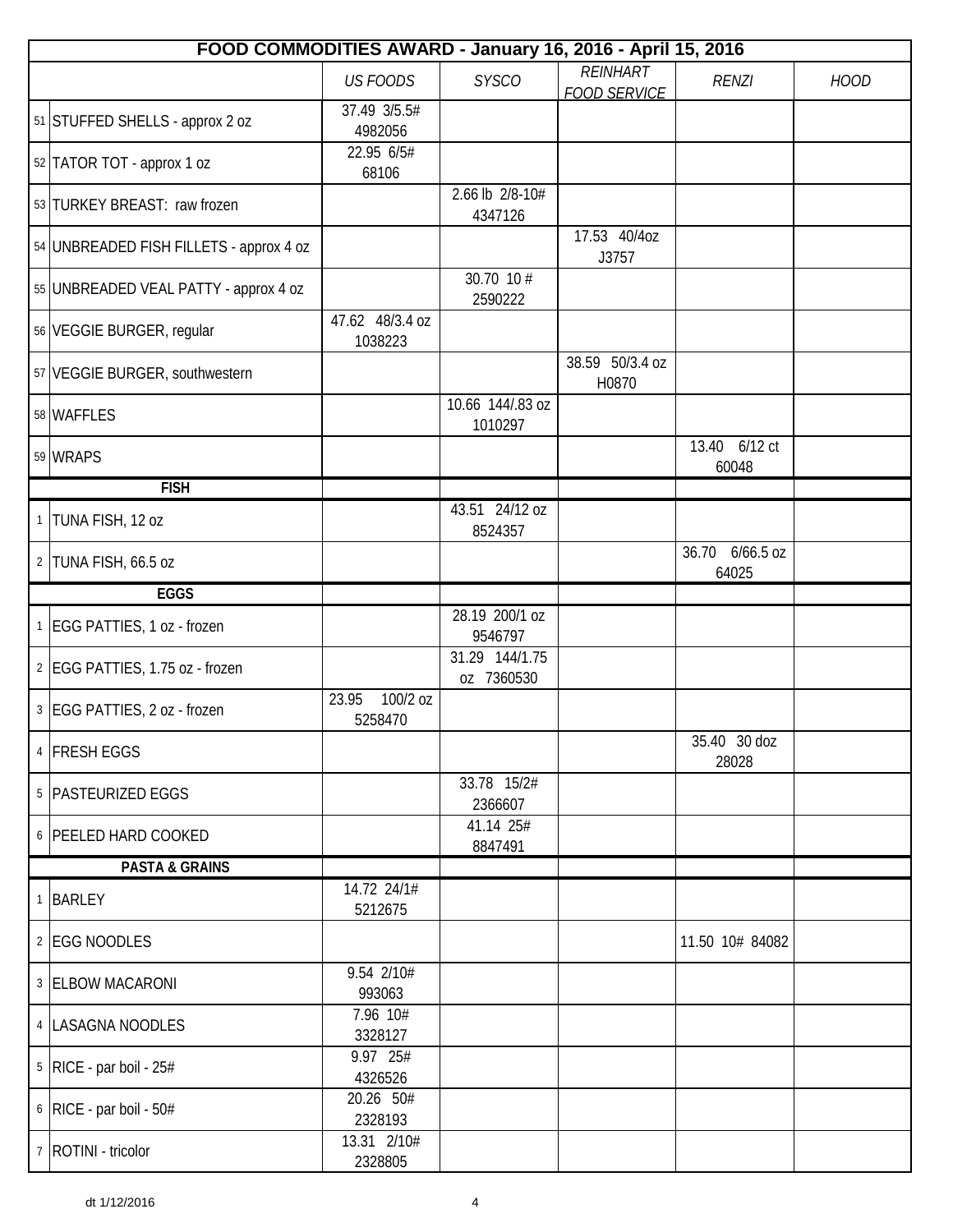| FOOD COMMODITIES AWARD - January 16, 2016 - April 15, 2016 | | | | | | | |
|---|---|---|---|---|---|---|---|
| | | *US FOODS* | *SYSCO* | *REINHART FOOD SERVICE* | *RENZI* | *HOOD* |
| 51 | STUFFED SHELLS - approx 2 oz | 37.49 3/5.5# 4982056 | | | | |
| 52 | TATOR TOT - approx 1 oz | 22.95 6/5# 68106 | | | | |
| 53 | TURKEY BREAST: raw frozen | | 2.66 lb 2/8-10# 4347126 | | | |
| 54 | UNBREADED FISH FILLETS - approx 4 oz | | | 17.53 40/4oz J3757 | | |
| 55 | UNBREADED VEAL PATTY - approx 4 oz | | 30.70 10 # 2590222 | | | |
| 56 | VEGGIE BURGER, regular | 47.62 48/3.4 oz 1038223 | | | | |
| 57 | VEGGIE BURGER, southwestern | | | 38.59 50/3.4 oz H0870 | | |
| 58 | WAFFLES | | 10.66 144/.83 oz 1010297 | | | |
| 59 | WRAPS | | | | 13.40 6/12 ct 60048 | |
| | **FISH** | | | | | |
| 1 | TUNA FISH, 12 oz | | 43.51 24/12 oz 8524357 | | | |
| 2 | TUNA FISH, 66.5 oz | | | | 36.70 6/66.5 oz 64025 | |
| | **EGGS** | | | | | |
| 1 | EGG PATTIES, 1 oz - frozen | | 28.19 200/1 oz 9546797 | | | |
| 2 | EGG PATTIES, 1.75 oz - frozen | | 31.29 144/1.75 oz 7360530 | | | |
| 3 | EGG PATTIES, 2 oz - frozen | 23.95 100/2 oz 5258470 | | | | |
| 4 | FRESH EGGS | | | | 35.40 30 doz 28028 | |
| 5 | PASTEURIZED EGGS | | 33.78 15/2# 2366607 | | | |
| 6 | PEELED HARD COOKED | | 41.14 25# 8847491 | | | |
| | **PASTA & GRAINS** | | | | | |
| 1 | BARLEY | 14.72 24/1# 5212675 | | | | |
| 2 | EGG NOODLES | | | | 11.50 10# 84082 | |
| 3 | ELBOW MACARONI | 9.54 2/10# 993063 | | | | |
| 4 | LASAGNA NOODLES | 7.96 10# 3328127 | | | | |
| 5 | RICE - par boil - 25# | 9.97 25# 4326526 | | | | |
| 6 | RICE - par boil - 50# | 20.26 50# 2328193 | | | | |
| 7 | ROTINI - tricolor | 13.31 2/10# 2328805 | | | | |

dt 1/12/2016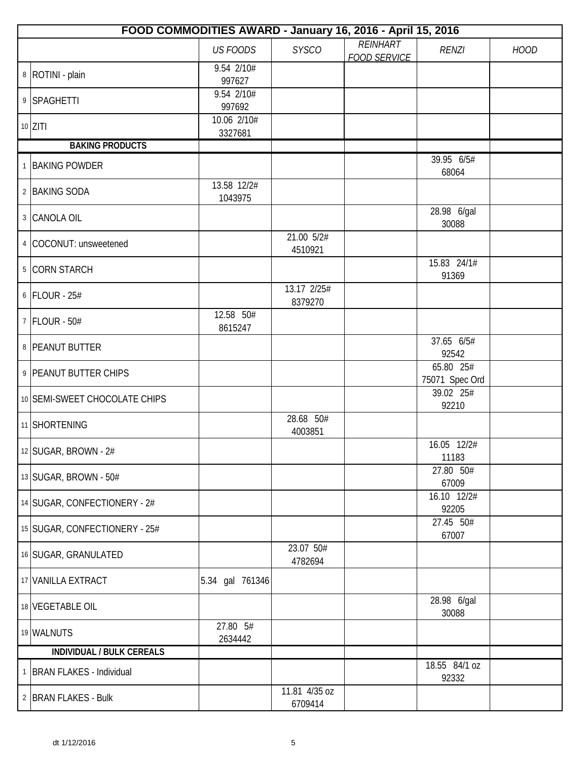| FOOD COMMODITIES AWARD - January 16, 2016 - April 15, 2016 | | | | | | | |
|---|---|---|---|---|---|---|---|
| | | *US FOODS* | *SYSCO* | *REINHART FOOD SERVICE* | *RENZI* | *HOOD* |
| 8 | ROTINI - plain | 9.54 2/10# 997627 | | | | |
| 9 | SPAGHETTI | 9.54 2/10# 997692 | | | | |
| 10 | ZITI | 10.06 2/10# 3327681 | | | | |
| | **BAKING PRODUCTS** | | | | | |
| 1 | BAKING POWDER | | | | 39.95 6/5# 68064 | |
| 2 | BAKING SODA | 13.58 12/2# 1043975 | | | | |
| 3 | CANOLA OIL | | | | 28.98 6/gal 30088 | |
| 4 | COCONUT: unsweetened | | 21.00 5/2# 4510921 | | | |
| 5 | CORN STARCH | | | | 15.83 24/1# 91369 | |
| 6 | FLOUR - 25# | | 13.17 2/25# 8379270 | | | |
| 7 | FLOUR - 50# | 12.58 50# 8615247 | | | | |
| 8 | PEANUT BUTTER | | | | 37.65 6/5# 92542 | |
| 9 | PEANUT BUTTER CHIPS | | | | 65.80 25# 75071 Spec Ord | |
| 10 | SEMI-SWEET CHOCOLATE CHIPS | | | | 39.02 25# 92210 | |
| 11 | SHORTENING | | 28.68 50# 4003851 | | | |
| 12 | SUGAR, BROWN - 2# | | | | 16.05 12/2# 11183 | |
| 13 | SUGAR, BROWN - 50# | | | | 27.80 50# 67009 | |
| 14 | SUGAR, CONFECTIONERY - 2# | | | | 16.10 12/2# 92205 | |
| 15 | SUGAR, CONFECTIONERY - 25# | | | | 27.45 50# 67007 | |
| 16 | SUGAR, GRANULATED | | 23.07 50# 4782694 | | | |
| 17 | VANILLA EXTRACT | 5.34 gal 761346 | | | | |
| 18 | VEGETABLE OIL | | | | 28.98 6/gal 30088 | |
| 19 | WALNUTS | 27.80 5# 2634442 | | | | |
| | **INDIVIDUAL / BULK CEREALS** | | | | | |
| 1 | BRAN FLAKES - Individual | | | | 18.55 84/1 oz 92332 | |
| 2 | BRAN FLAKES - Bulk | | 11.81 4/35 oz 6709414 | | | |

dt 1/12/2016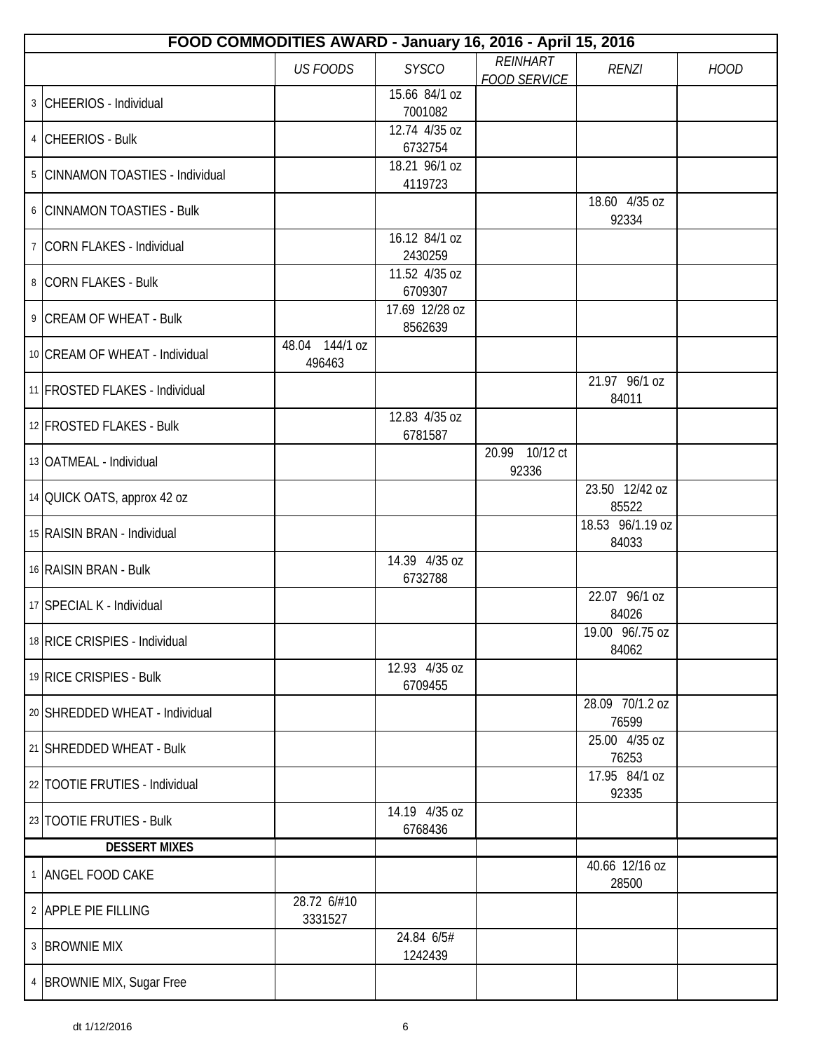| FOOD COMMODITIES AWARD - January 16, 2016 - April 15, 2016 | | | | | | | |
|---|---|---|---|---|---|---|---|
| | | *US FOODS* | *SYSCO* | *REINHART FOOD SERVICE* | *RENZI* | *HOOD* |
| 3 | CHEERIOS - Individual | | 15.66 84/1 oz 7001082 | | | |
| 4 | CHEERIOS - Bulk | | 12.74 4/35 oz 6732754 | | | |
| 5 | CINNAMON TOASTIES - Individual | | 18.21 96/1 oz 4119723 | | | |
| 6 | CINNAMON TOASTIES - Bulk | | | | 18.60 4/35 oz 92334 | |
| 7 | CORN FLAKES - Individual | | 16.12 84/1 oz 2430259 | | | |
| 8 | CORN FLAKES - Bulk | | 11.52 4/35 oz 6709307 | | | |
| 9 | CREAM OF WHEAT - Bulk | | 17.69 12/28 oz 8562639 | | | |
| 10 | CREAM OF WHEAT - Individual | 48.04 144/1 oz 496463 | | | | |
| 11 | FROSTED FLAKES - Individual | | | | 21.97 96/1 oz 84011 | |
| 12 | FROSTED FLAKES - Bulk | | 12.83 4/35 oz 6781587 | | | |
| 13 | OATMEAL - Individual | | | 20.99 10/12 ct 92336 | | |
| 14 | QUICK OATS, approx 42 oz | | | | 23.50 12/42 oz 85522 | |
| 15 | RAISIN BRAN - Individual | | | | 18.53 96/1.19 oz 84033 | |
| 16 | RAISIN BRAN - Bulk | | 14.39 4/35 oz 6732788 | | | |
| 17 | SPECIAL K - Individual | | | | 22.07 96/1 oz 84026 | |
| 18 | RICE CRISPIES - Individual | | | | 19.00 96/.75 oz 84062 | |
| 19 | RICE CRISPIES - Bulk | | 12.93 4/35 oz 6709455 | | | |
| 20 | SHREDDED WHEAT - Individual | | | | 28.09 70/1.2 oz 76599 | |
| 21 | SHREDDED WHEAT - Bulk | | | | 25.00 4/35 oz 76253 | |
| 22 | TOOTIE FRUTIES - Individual | | | | 17.95 84/1 oz 92335 | |
| 23 | TOOTIE FRUTIES - Bulk | | 14.19 4/35 oz 6768436 | | | |
| | **DESSERT MIXES** | | | | | |
| 1 | ANGEL FOOD CAKE | | | | 40.66 12/16 oz 28500 | |
| 2 | APPLE PIE FILLING | 28.72 6/#10 3331527 | | | | |
| 3 | BROWNIE MIX | | 24.84 6/5# 1242439 | | | |
| 4 | BROWNIE MIX, Sugar Free | | | | | |

dt 1/12/2016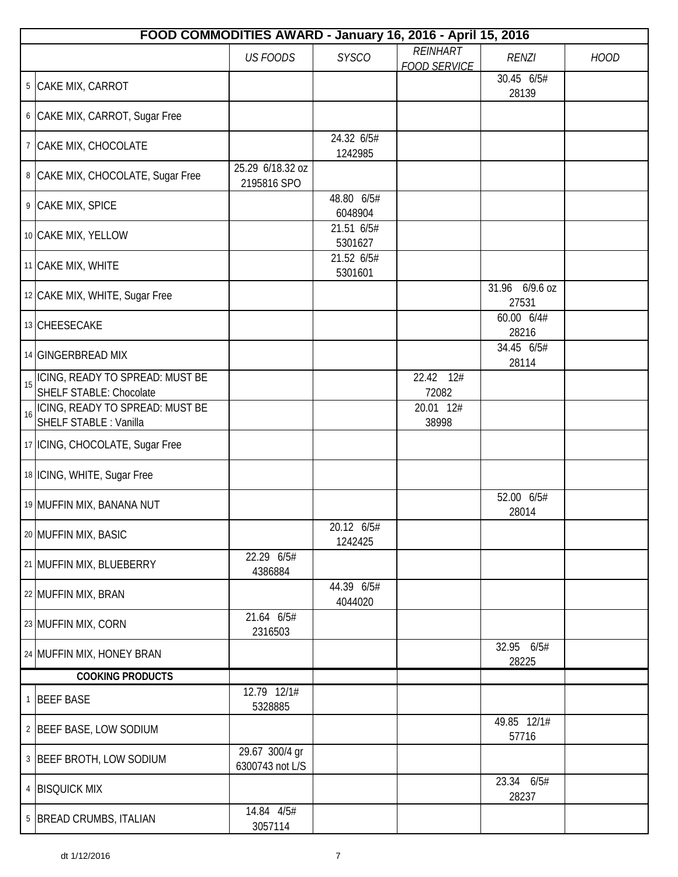| FOOD COMMODITIES AWARD - January 16, 2016 - April 15, 2016 | | | | | | | |
|---|---|---|---|---|---|---|---|
| | | *US FOODS* | *SYSCO* | *REINHART FOOD SERVICE* | *RENZI* | *HOOD* |
| 5 | CAKE MIX, CARROT | | | | 30.45 6/5# 28139 | |
| 6 | CAKE MIX, CARROT, Sugar Free | | | | | |
| 7 | CAKE MIX, CHOCOLATE | | 24.32 6/5# 1242985 | | | |
| 8 | CAKE MIX, CHOCOLATE, Sugar Free | 25.29 6/18.32 oz 2195816 SPO | | | | |
| 9 | CAKE MIX, SPICE | | 48.80 6/5# 6048904 | | | |
| 10 | CAKE MIX, YELLOW | | 21.51 6/5# 5301627 | | | |
| 11 | CAKE MIX, WHITE | | 21.52 6/5# 5301601 | | | |
| 12 | CAKE MIX, WHITE, Sugar Free | | | | 31.96 6/9.6 oz 27531 | |
| 13 | CHEESECAKE | | | | 60.00 6/4# 28216 | |
| 14 | GINGERBREAD MIX | | | | 34.45 6/5# 28114 | |
| 15 | ICING, READY TO SPREAD: MUST BE SHELF STABLE: Chocolate | | | 22.42 12# 72082 | | |
| 16 | ICING, READY TO SPREAD: MUST BE SHELF STABLE : Vanilla | | | 20.01 12# 38998 | | |
| 17 | ICING, CHOCOLATE, Sugar Free | | | | | |
| 18 | ICING, WHITE, Sugar Free | | | | | |
| 19 | MUFFIN MIX, BANANA NUT | | | | 52.00 6/5# 28014 | |
| 20 | MUFFIN MIX, BASIC | | 20.12 6/5# 1242425 | | | |
| 21 | MUFFIN MIX, BLUEBERRY | 22.29 6/5# 4386884 | | | | |
| 22 | MUFFIN MIX, BRAN | | 44.39 6/5# 4044020 | | | |
| 23 | MUFFIN MIX, CORN | 21.64 6/5# 2316503 | | | | |
| 24 | MUFFIN MIX, HONEY BRAN | | | | 32.95 6/5# 28225 | |
| | **COOKING PRODUCTS** | | | | | |
| 1 | BEEF BASE | 12.79 12/1# 5328885 | | | | |
| 2 | BEEF BASE, LOW SODIUM | | | | 49.85 12/1# 57716 | |
| 3 | BEEF BROTH, LOW SODIUM | 29.67 300/4 gr 6300743 not L/S | | | | |
| 4 | BISQUICK MIX | | | | 23.34 6/5# 28237 | |
| 5 | BREAD CRUMBS, ITALIAN | 14.84 4/5# 3057114 | | | | |

dt 1/12/2016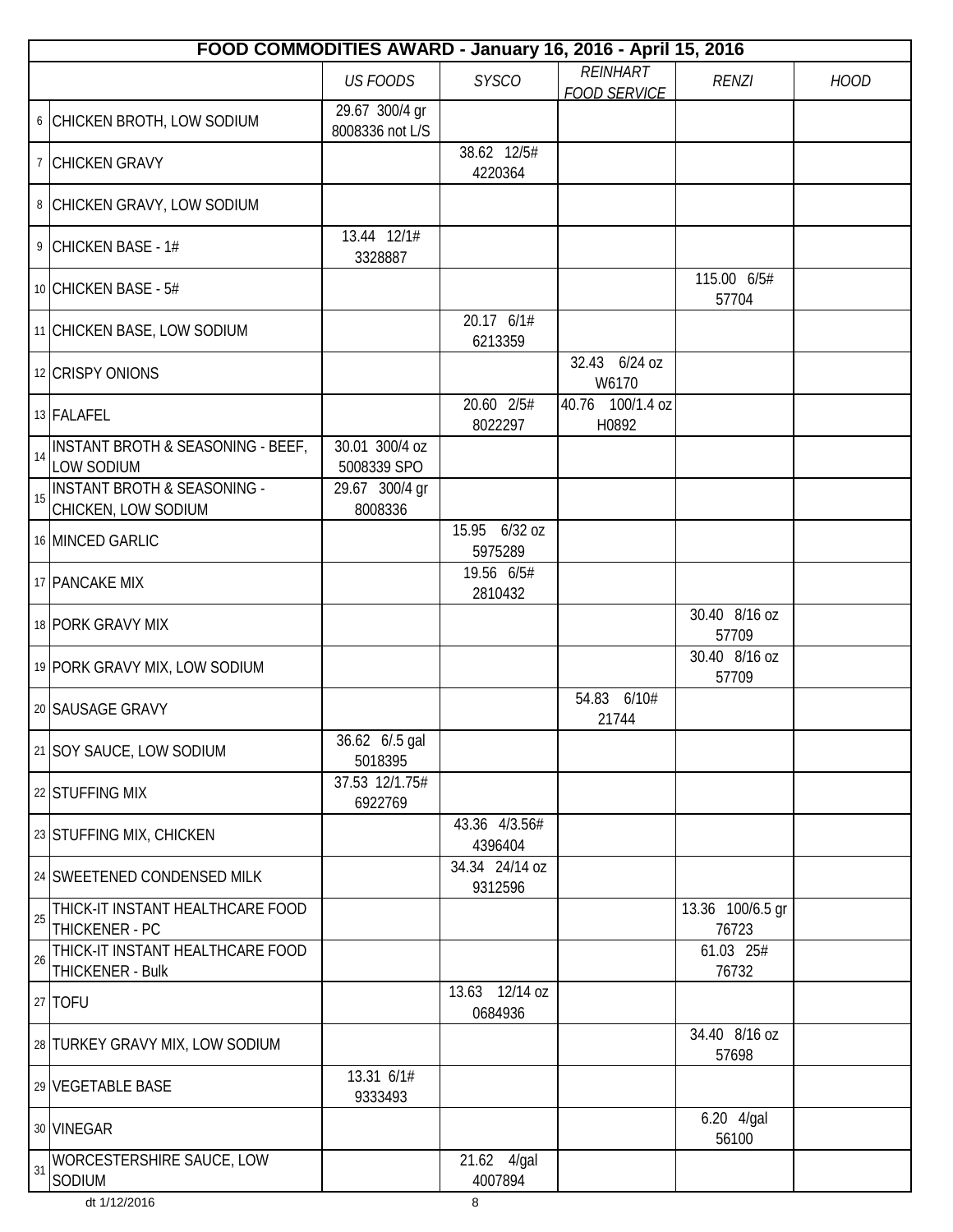| FOOD COMMODITIES AWARD - January 16, 2016 - April 15, 2016 | | | | | | | |
|---|---|---|---|---|---|---|---|
| | | *US FOODS* | *SYSCO* | *REINHART FOOD SERVICE* | *RENZI* | *HOOD* |
| 6 | CHICKEN BROTH, LOW SODIUM | 29.67 300/4 gr 8008336 not L/S | | | | |
| 7 | CHICKEN GRAVY | | 38.62 12/5# 4220364 | | | |
| 8 | CHICKEN GRAVY, LOW SODIUM | | | | | |
| 9 | CHICKEN BASE - 1# | 13.44 12/1# 3328887 | | | | |
| 10 | CHICKEN BASE - 5# | | | | 115.00 6/5# 57704 | |
| 11 | CHICKEN BASE, LOW SODIUM | | 20.17 6/1# 6213359 | | | |
| 12 | CRISPY ONIONS | | | 32.43 6/24 oz W6170 | | |
| 13 | FALAFEL | | 20.60 2/5# 8022297 | 40.76 100/1.4 oz H0892 | | |
| 14 | INSTANT BROTH & SEASONING - BEEF, LOW SODIUM | 30.01 300/4 oz 5008339 SPO | | | | |
| 15 | INSTANT BROTH & SEASONING - CHICKEN, LOW SODIUM | 29.67 300/4 gr 8008336 | | | | |
| 16 | MINCED GARLIC | | 15.95 6/32 oz 5975289 | | | |
| 17 | PANCAKE MIX | | 19.56 6/5# 2810432 | | | |
| 18 | PORK GRAVY MIX | | | | 30.40 8/16 oz 57709 | |
| 19 | PORK GRAVY MIX, LOW SODIUM | | | | 30.40 8/16 oz 57709 | |
| 20 | SAUSAGE GRAVY | | | 54.83 6/10# 21744 | | |
| 21 | SOY SAUCE, LOW SODIUM | 36.62 6/.5 gal 5018395 | | | | |
| 22 | STUFFING MIX | 37.53 12/1.75# 6922769 | | | | |
| 23 | STUFFING MIX, CHICKEN | | 43.36 4/3.56# 4396404 | | | |
| 24 | SWEETENED CONDENSED MILK | | 34.34 24/14 oz 9312596 | | | |
| 25 | THICK-IT INSTANT HEALTHCARE FOOD THICKENER - PC | | | | 13.36 100/6.5 gr 76723 | |
| 26 | THICK-IT INSTANT HEALTHCARE FOOD THICKENER - Bulk | | | | 61.03 25# 76732 | |
| 27 | TOFU | | 13.63 12/14 oz 0684936 | | | |
| 28 | TURKEY GRAVY MIX, LOW SODIUM | | | | 34.40 8/16 oz 57698 | |
| 29 | VEGETABLE BASE | 13.31 6/1# 9333493 | | | | |
| 30 | VINEGAR | | | | 6.20 4/gal 56100 | |
| 31 | WORCESTERSHIRE SAUCE, LOW SODIUM | | 21.62 4/gal 4007894 | | | |

dt 1/12/2016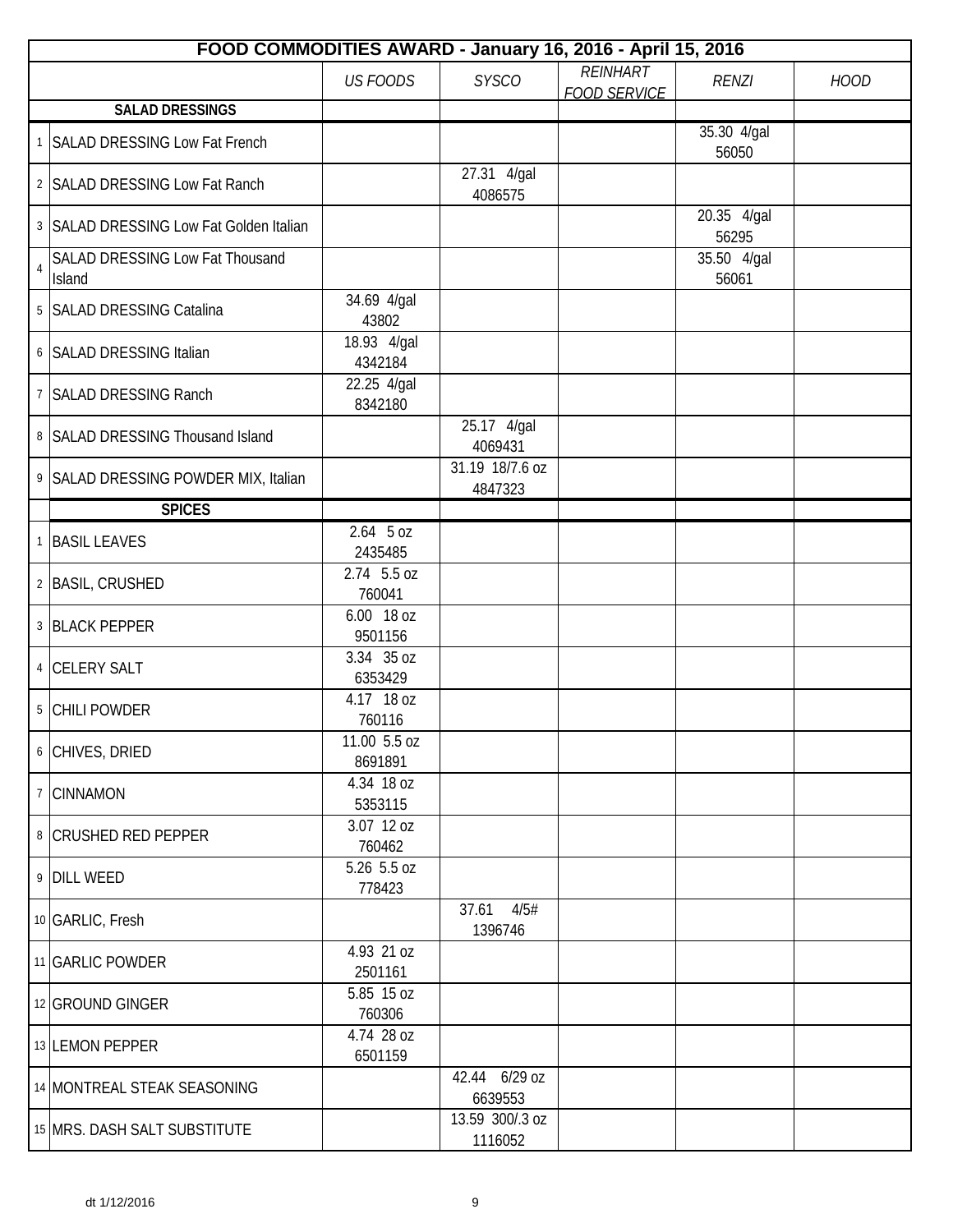| FOOD COMMODITIES AWARD - January 16, 2016 - April 15, 2016 | | | | | | |
|---|---|---|---|---|---|---|
| | | *US FOODS* | *SYSCO* | *REINHART FOOD SERVICE* | *RENZI* | *HOOD* |
| | **SALAD DRESSINGS** | | | | | |
| 1 | SALAD DRESSING Low Fat French | | | | 35.30 4/gal 56050 | |
| 2 | SALAD DRESSING Low Fat Ranch | | 27.31 4/gal 4086575 | | | |
| 3 | SALAD DRESSING Low Fat Golden Italian | | | | 20.35 4/gal 56295 | |
| 4 | SALAD DRESSING Low Fat Thousand Island | | | | 35.50 4/gal 56061 | |
| 5 | SALAD DRESSING Catalina | 34.69 4/gal 43802 | | | | |
| 6 | SALAD DRESSING Italian | 18.93 4/gal 4342184 | | | | |
| 7 | SALAD DRESSING Ranch | 22.25 4/gal 8342180 | | | | |
| 8 | SALAD DRESSING Thousand Island | | 25.17 4/gal 4069431 | | | |
| 9 | SALAD DRESSING POWDER MIX, Italian | | 31.19 18/7.6 oz 4847323 | | | |
| | **SPICES** | | | | | |
| 1 | BASIL LEAVES | 2.64 5 oz 2435485 | | | | |
| 2 | BASIL, CRUSHED | 2.74 5.5 oz 760041 | | | | |
| 3 | BLACK PEPPER | 6.00 18 oz 9501156 | | | | |
| 4 | CELERY SALT | 3.34 35 oz 6353429 | | | | |
| 5 | CHILI POWDER | 4.17 18 oz 760116 | | | | |
| 6 | CHIVES, DRIED | 11.00 5.5 oz 8691891 | | | | |
| 7 | CINNAMON | 4.34 18 oz 5353115 | | | | |
| 8 | CRUSHED RED PEPPER | 3.07 12 oz 760462 | | | | |
| 9 | DILL WEED | 5.26 5.5 oz 778423 | | | | |
| 10 | GARLIC, Fresh | | 37.61 4/5# 1396746 | | | |
| 11 | GARLIC POWDER | 4.93 21 oz 2501161 | | | | |
| 12 | GROUND GINGER | 5.85 15 oz 760306 | | | | |
| 13 | LEMON PEPPER | 4.74 28 oz 6501159 | | | | |
| 14 | MONTREAL STEAK SEASONING | | 42.44 6/29 oz 6639553 | | | |
| 15 | MRS. DASH SALT SUBSTITUTE | | 13.59 300/.3 oz 1116052 | | | |

dt 1/12/2016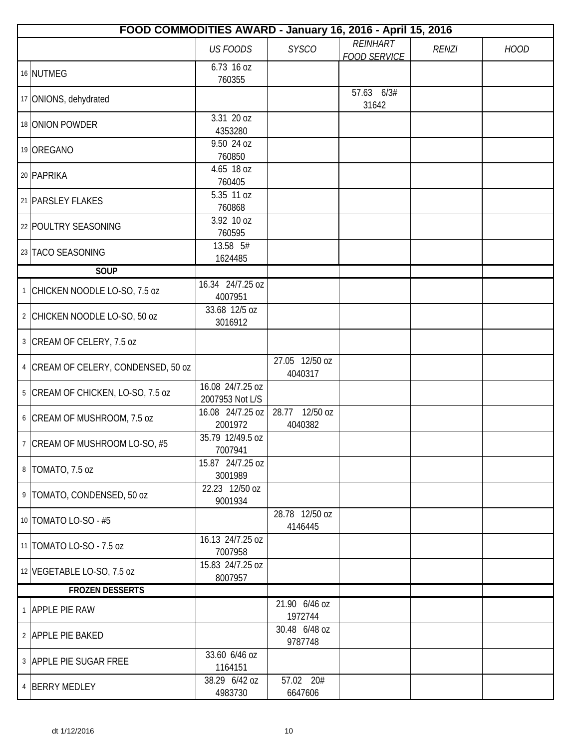| FOOD COMMODITIES AWARD - January 16, 2016 - April 15, 2016 | | | | | | |
|---|---|---|---|---|---|---|
| | | *US FOODS* | *SYSCO* | *REINHART FOOD SERVICE* | *RENZI* | *HOOD* |
| 16 | NUTMEG | 6.73 16 oz 760355 | | | | |
| 17 | ONIONS, dehydrated | | | 57.63 6/3# 31642 | | |
| 18 | ONION POWDER | 3.31 20 oz 4353280 | | | | |
| 19 | OREGANO | 9.50 24 oz 760850 | | | | |
| 20 | PAPRIKA | 4.65 18 oz 760405 | | | | |
| 21 | PARSLEY FLAKES | 5.35 11 oz 760868 | | | | |
| 22 | POULTRY SEASONING | 3.92 10 oz 760595 | | | | |
| 23 | TACO SEASONING | 13.58 5# 1624485 | | | | |
| **SOUP** | | | | | | |
| 1 | CHICKEN NOODLE LO-SO, 7.5 oz | 16.34 24/7.25 oz 4007951 | | | | |
| 2 | CHICKEN NOODLE LO-SO, 50 oz | 33.68 12/5 oz 3016912 | | | | |
| 3 | CREAM OF CELERY, 7.5 oz | | | | | |
| 4 | CREAM OF CELERY, CONDENSED, 50 oz | | 27.05 12/50 oz 4040317 | | | |
| 5 | CREAM OF CHICKEN, LO-SO, 7.5 oz | 16.08 24/7.25 oz 2007953 Not L/S | | | | |
| 6 | CREAM OF MUSHROOM, 7.5 oz | 16.08 24/7.25 oz 2001972 | 28.77 12/50 oz 4040382 | | | |
| 7 | CREAM OF MUSHROOM LO-SO, #5 | 35.79 12/49.5 oz 7007941 | | | | |
| 8 | TOMATO, 7.5 oz | 15.87 24/7.25 oz 3001989 | | | | |
| 9 | TOMATO, CONDENSED, 50 oz | 22.23 12/50 oz 9001934 | | | | |
| 10 | TOMATO LO-SO - #5 | | 28.78 12/50 oz 4146445 | | | |
| 11 | TOMATO LO-SO - 7.5 oz | 16.13 24/7.25 oz 7007958 | | | | |
| 12 | VEGETABLE LO-SO, 7.5 oz | 15.83 24/7.25 oz 8007957 | | | | |
| **FROZEN DESSERTS** | | | | | | |
| 1 | APPLE PIE RAW | | 21.90 6/46 oz 1972744 | | | |
| 2 | APPLE PIE BAKED | | 30.48 6/48 oz 9787748 | | | |
| 3 | APPLE PIE SUGAR FREE | 33.60 6/46 oz 1164151 | | | | |
| 4 | BERRY MEDLEY | 38.29 6/42 oz 4983730 | 57.02 20# 6647606 | | | |

dt 1/12/2016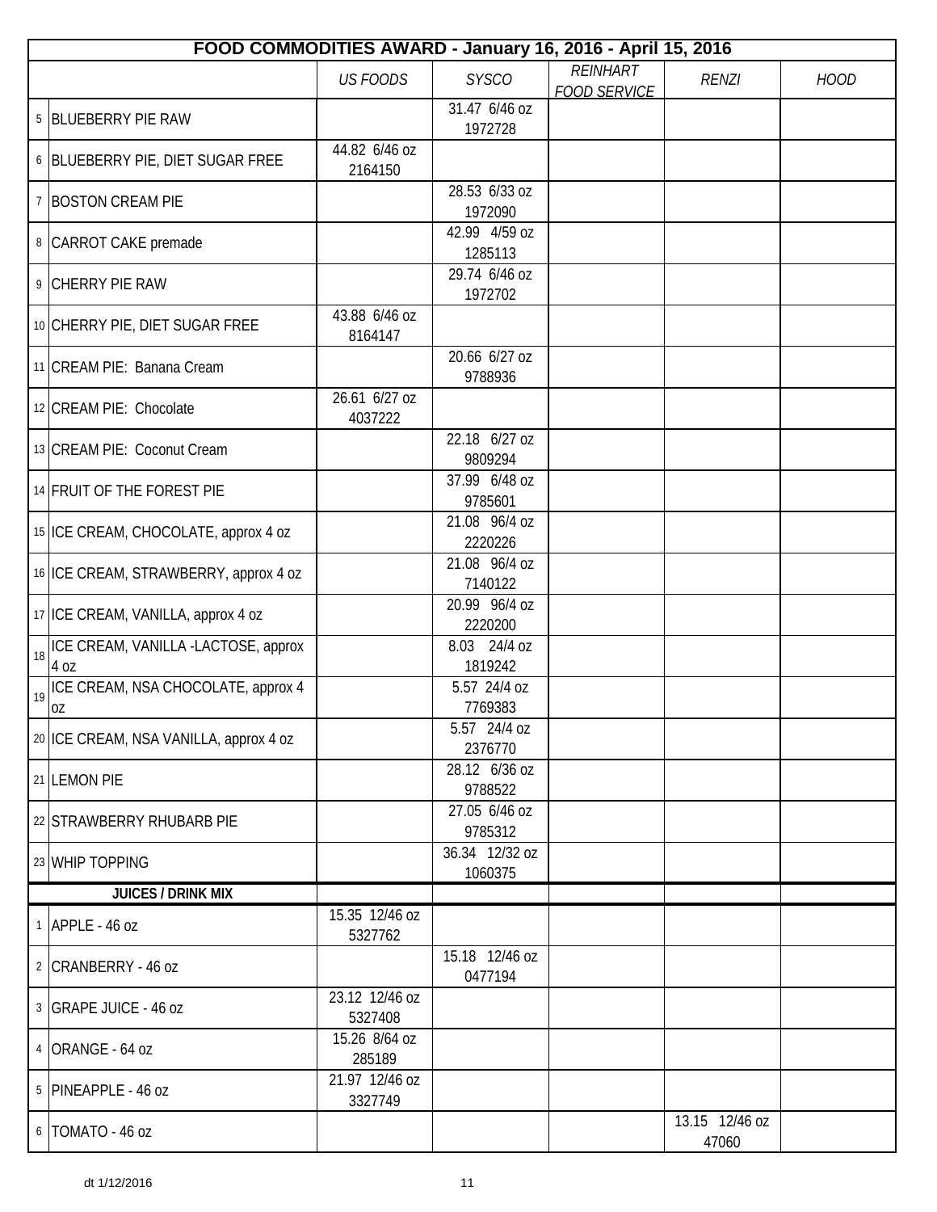| FOOD COMMODITIES AWARD - January 16, 2016 - April 15, 2016 | | | | | | | |
|---|---|---|---|---|---|---|---|
| | | *US FOODS* | *SYSCO* | *REINHART FOOD SERVICE* | *RENZI* | *HOOD* |
| 5 | BLUEBERRY PIE RAW | | 31.47 6/46 oz 1972728 | | | |
| 6 | BLUEBERRY PIE, DIET SUGAR FREE | 44.82 6/46 oz 2164150 | | | | |
| 7 | BOSTON CREAM PIE | | 28.53 6/33 oz 1972090 | | | |
| 8 | CARROT CAKE premade | | 42.99 4/59 oz 1285113 | | | |
| 9 | CHERRY PIE RAW | | 29.74 6/46 oz 1972702 | | | |
| 10 | CHERRY PIE, DIET SUGAR FREE | 43.88 6/46 oz 8164147 | | | | |
| 11 | CREAM PIE: Banana Cream | | 20.66 6/27 oz 9788936 | | | |
| 12 | CREAM PIE: Chocolate | 26.61 6/27 oz 4037222 | | | | |
| 13 | CREAM PIE: Coconut Cream | | 22.18 6/27 oz 9809294 | | | |
| 14 | FRUIT OF THE FOREST PIE | | 37.99 6/48 oz 9785601 | | | |
| 15 | ICE CREAM, CHOCOLATE, approx 4 oz | | 21.08 96/4 oz 2220226 | | | |
| 16 | ICE CREAM, STRAWBERRY, approx 4 oz | | 21.08 96/4 oz 7140122 | | | |
| 17 | ICE CREAM, VANILLA, approx 4 oz | | 20.99 96/4 oz 2220200 | | | |
| 18 | ICE CREAM, VANILLA -LACTOSE, approx 4 oz | | 8.03 24/4 oz 1819242 | | | |
| 19 | ICE CREAM, NSA CHOCOLATE, approx 4 oz | | 5.57 24/4 oz 7769383 | | | |
| 20 | ICE CREAM, NSA VANILLA, approx 4 oz | | 5.57 24/4 oz 2376770 | | | |
| 21 | LEMON PIE | | 28.12 6/36 oz 9788522 | | | |
| 22 | STRAWBERRY RHUBARB PIE | | 27.05 6/46 oz 9785312 | | | |
| 23 | WHIP TOPPING | | 36.34 12/32 oz 1060375 | | | |
| | **JUICES / DRINK MIX** | | | | | |
| 1 | APPLE - 46 oz | 15.35 12/46 oz 5327762 | | | | |
| 2 | CRANBERRY - 46 oz | | 15.18 12/46 oz 0477194 | | | |
| 3 | GRAPE JUICE - 46 oz | 23.12 12/46 oz 5327408 | | | | |
| 4 | ORANGE - 64 oz | 15.26 8/64 oz 285189 | | | | |
| 5 | PINEAPPLE - 46 oz | 21.97 12/46 oz 3327749 | | | | |
| 6 | TOMATO - 46 oz | | | | 13.15 12/46 oz 47060 | |

dt 1/12/2016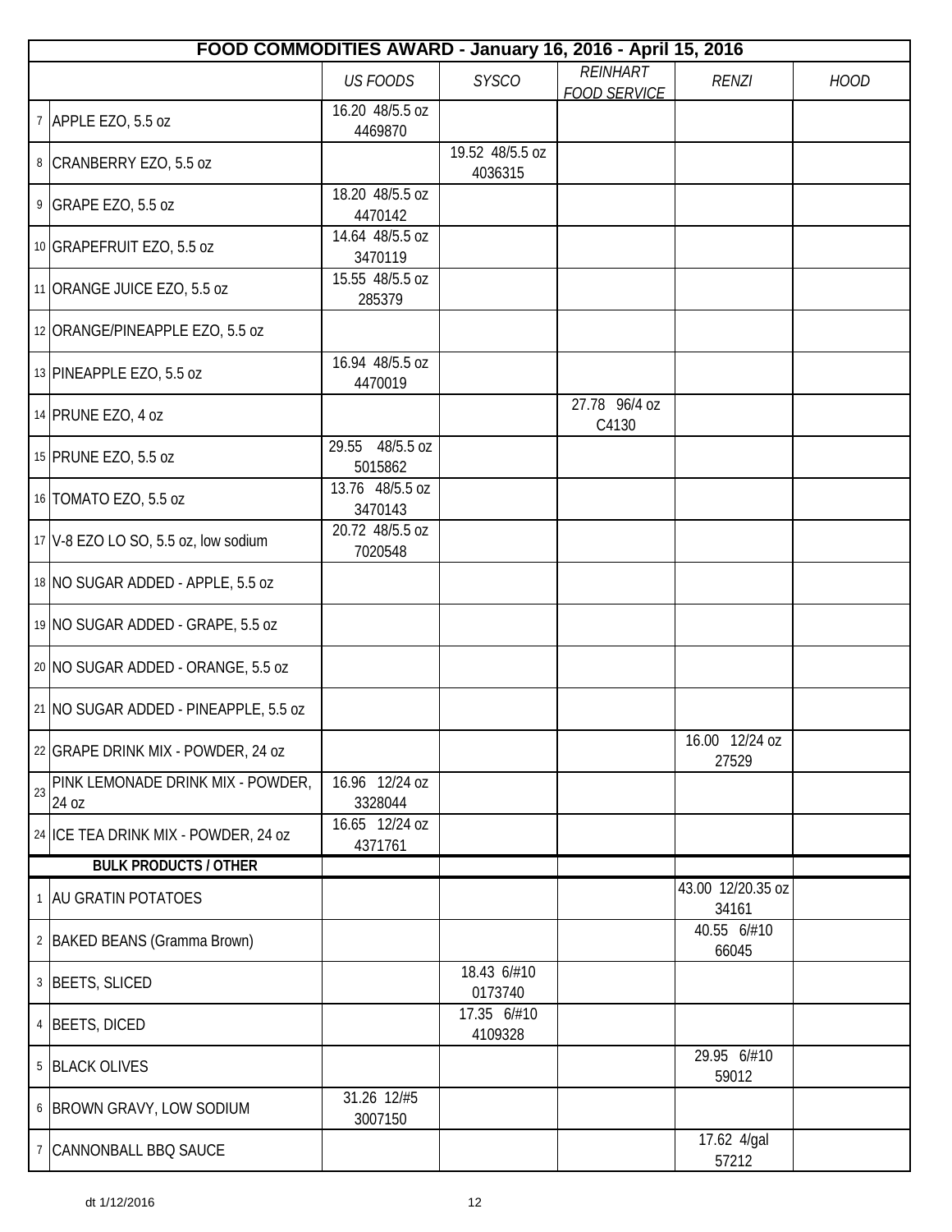| | FOOD COMMODITIES AWARD - January 16, 2016 - April 15, 2016 | | | | | |
|---|---|---|---|---|---|---|
| | | *US FOODS* | *SYSCO* | *REINHART FOOD SERVICE* | *RENZI* | *HOOD* |
| 7 | APPLE EZO, 5.5 oz | 16.20 48/5.5 oz 4469870 | | | | |
| 8 | CRANBERRY EZO, 5.5 oz | | 19.52 48/5.5 oz 4036315 | | | |
| 9 | GRAPE EZO, 5.5 oz | 18.20 48/5.5 oz 4470142 | | | | |
| 10 | GRAPEFRUIT EZO, 5.5 oz | 14.64 48/5.5 oz 3470119 | | | | |
| 11 | ORANGE JUICE EZO, 5.5 oz | 15.55 48/5.5 oz 285379 | | | | |
| 12 | ORANGE/PINEAPPLE EZO, 5.5 oz | | | | | |
| 13 | PINEAPPLE EZO, 5.5 oz | 16.94 48/5.5 oz 4470019 | | | | |
| 14 | PRUNE EZO, 4 oz | | | 27.78 96/4 oz C4130 | | |
| 15 | PRUNE EZO, 5.5 oz | 29.55 48/5.5 oz 5015862 | | | | |
| 16 | TOMATO EZO, 5.5 oz | 13.76 48/5.5 oz 3470143 | | | | |
| 17 | V-8 EZO LO SO, 5.5 oz, low sodium | 20.72 48/5.5 oz 7020548 | | | | |
| 18 | NO SUGAR ADDED - APPLE, 5.5 oz | | | | | |
| 19 | NO SUGAR ADDED - GRAPE, 5.5 oz | | | | | |
| 20 | NO SUGAR ADDED - ORANGE, 5.5 oz | | | | | |
| 21 | NO SUGAR ADDED - PINEAPPLE, 5.5 oz | | | | | |
| 22 | GRAPE DRINK MIX - POWDER, 24 oz | | | | 16.00 12/24 oz 27529 | |
| 23 | PINK LEMONADE DRINK MIX - POWDER, 24 oz | 16.96 12/24 oz 3328044 | | | | |
| 24 | ICE TEA DRINK MIX - POWDER, 24 oz | 16.65 12/24 oz 4371761 | | | | |
| | **BULK PRODUCTS / OTHER** | | | | | |
| 1 | AU GRATIN POTATOES | | | | 43.00 12/20.35 oz 34161 | |
| 2 | BAKED BEANS (Gramma Brown) | | | | 40.55 6/#10 66045 | |
| 3 | BEETS, SLICED | | 18.43 6/#10 0173740 | | | |
| 4 | BEETS, DICED | | 17.35 6/#10 4109328 | | | |
| 5 | BLACK OLIVES | | | | 29.95 6/#10 59012 | |
| 6 | BROWN GRAVY, LOW SODIUM | 31.26 12/#5 3007150 | | | | |
| 7 | CANNONBALL BBQ SAUCE | | | | 17.62 4/gal 57212 | |

dt 1/12/2016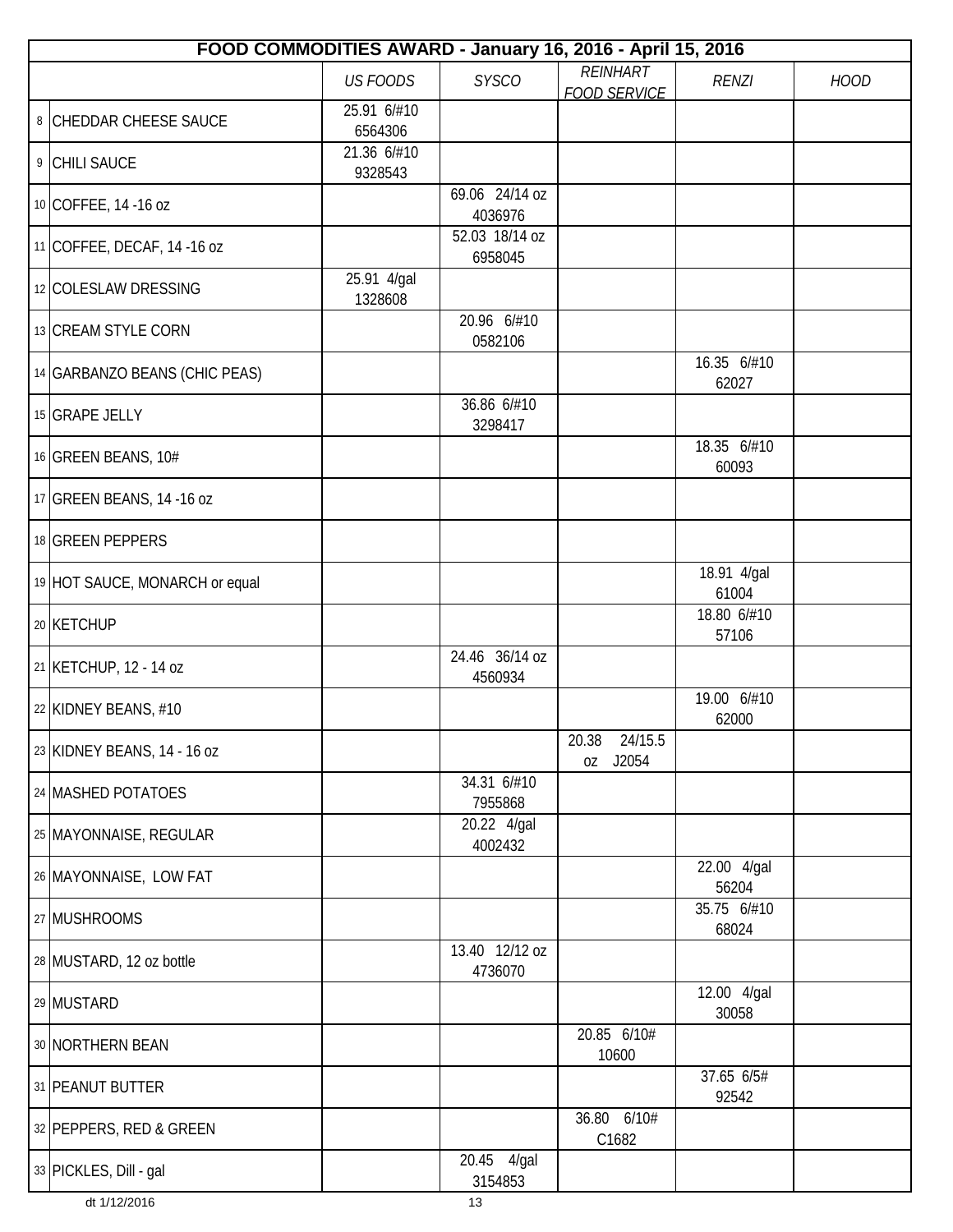| FOOD COMMODITIES AWARD - January 16, 2016 - April 15, 2016 | | | | | | |
|---|---|---|---|---|---|---|
| | | *US FOODS* | *SYSCO* | *REINHART FOOD SERVICE* | *RENZI* | *HOOD* |
| 8 | CHEDDAR CHEESE SAUCE | 25.91 6/#10 6564306 | | | | |
| 9 | CHILI SAUCE | 21.36 6/#10 9328543 | | | | |
| 10 | COFFEE, 14 -16 oz | | 69.06 24/14 oz 4036976 | | | |
| 11 | COFFEE, DECAF, 14 -16 oz | | 52.03 18/14 oz 6958045 | | | |
| 12 | COLESLAW DRESSING | 25.91 4/gal 1328608 | | | | |
| 13 | CREAM STYLE CORN | | 20.96 6/#10 0582106 | | | |
| 14 | GARBANZO BEANS (CHIC PEAS) | | | | 16.35 6/#10 62027 | |
| 15 | GRAPE JELLY | | 36.86 6/#10 3298417 | | | |
| 16 | GREEN BEANS, 10# | | | | 18.35 6/#10 60093 | |
| 17 | GREEN BEANS, 14 -16 oz | | | | | |
| 18 | GREEN PEPPERS | | | | | |
| 19 | HOT SAUCE, MONARCH or equal | | | | 18.91 4/gal 61004 | |
| 20 | KETCHUP | | | | 18.80 6/#10 57106 | |
| 21 | KETCHUP, 12 - 14 oz | | 24.46 36/14 oz 4560934 | | | |
| 22 | KIDNEY BEANS, #10 | | | | 19.00 6/#10 62000 | |
| 23 | KIDNEY BEANS, 14 - 16 oz | | | 20.38 24/15.5 oz J2054 | | |
| 24 | MASHED POTATOES | | 34.31 6/#10 7955868 | | | |
| 25 | MAYONNAISE, REGULAR | | 20.22 4/gal 4002432 | | | |
| 26 | MAYONNAISE, LOW FAT | | | | 22.00 4/gal 56204 | |
| 27 | MUSHROOMS | | | | 35.75 6/#10 68024 | |
| 28 | MUSTARD, 12 oz bottle | | 13.40 12/12 oz 4736070 | | | |
| 29 | MUSTARD | | | | 12.00 4/gal 30058 | |
| 30 | NORTHERN BEAN | | | 20.85 6/10# 10600 | | |
| 31 | PEANUT BUTTER | | | | 37.65 6/5# 92542 | |
| 32 | PEPPERS, RED & GREEN | | | 36.80 6/10# C1682 | | |
| 33 | PICKLES, Dill - gal | | 20.45 4/gal 3154853 | | | |

dt 1/12/2016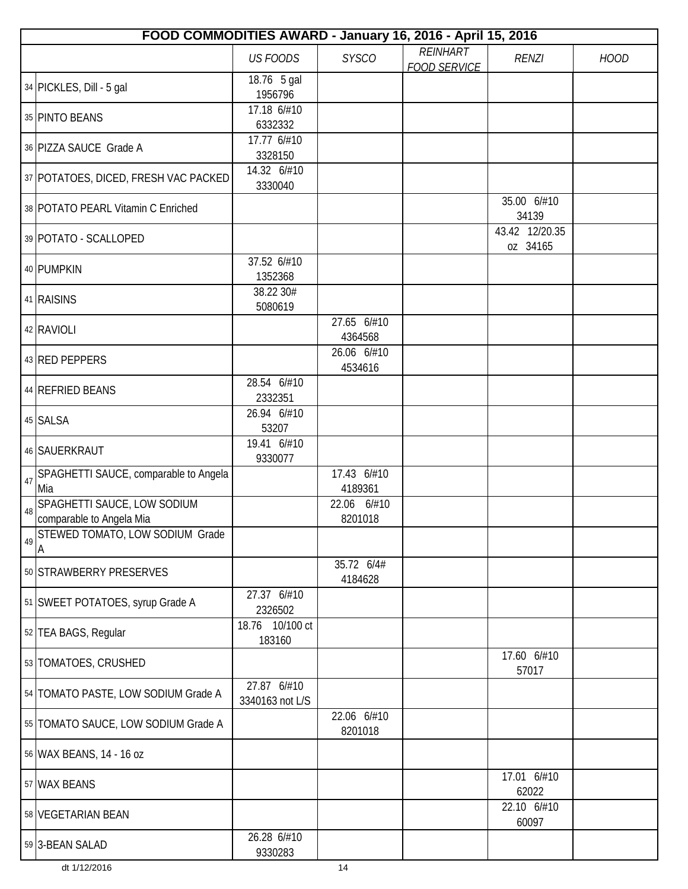| FOOD COMMODITIES AWARD - January 16, 2016 - April 15, 2016 | | | | | | | |
|---|---|---|---|---|---|---|---|
| | | *US FOODS* | *SYSCO* | *REINHART FOOD SERVICE* | *RENZI* | *HOOD* |
| 34 | PICKLES, Dill - 5 gal | 18.76 5 gal 1956796 | | | | |
| 35 | PINTO BEANS | 17.18 6/#10 6332332 | | | | |
| 36 | PIZZA SAUCE Grade A | 17.77 6/#10 3328150 | | | | |
| 37 | POTATOES, DICED, FRESH VAC PACKED | 14.32 6/#10 3330040 | | | | |
| 38 | POTATO PEARL Vitamin C Enriched | | | | 35.00 6/#10 34139 | |
| 39 | POTATO - SCALLOPED | | | | 43.42 12/20.35 oz 34165 | |
| 40 | PUMPKIN | 37.52 6/#10 1352368 | | | | |
| 41 | RAISINS | 38.22 30# 5080619 | | | | |
| 42 | RAVIOLI | | 27.65 6/#10 4364568 | | | |
| 43 | RED PEPPERS | | 26.06 6/#10 4534616 | | | |
| 44 | REFRIED BEANS | 28.54 6/#10 2332351 | | | | |
| 45 | SALSA | 26.94 6/#10 53207 | | | | |
| 46 | SAUERKRAUT | 19.41 6/#10 9330077 | | | | |
| 47 | SPAGHETTI SAUCE, comparable to Angela Mia | | 17.43 6/#10 4189361 | | | |
| 48 | SPAGHETTI SAUCE, LOW SODIUM comparable to Angela Mia | | 22.06 6/#10 8201018 | | | |
| 49 | STEWED TOMATO, LOW SODIUM Grade A | | | | | |
| 50 | STRAWBERRY PRESERVES | | 35.72 6/4# 4184628 | | | |
| 51 | SWEET POTATOES, syrup Grade A | 27.37 6/#10 2326502 | | | | |
| 52 | TEA BAGS, Regular | 18.76 10/100 ct 183160 | | | | |
| 53 | TOMATOES, CRUSHED | | | | 17.60 6/#10 57017 | |
| 54 | TOMATO PASTE, LOW SODIUM Grade A | 27.87 6/#10 3340163 not L/S | | | | |
| 55 | TOMATO SAUCE, LOW SODIUM Grade A | | 22.06 6/#10 8201018 | | | |
| 56 | WAX BEANS, 14 - 16 oz | | | | | |
| 57 | WAX BEANS | | | | 17.01 6/#10 62022 | |
| 58 | VEGETARIAN BEAN | | | | 22.10 6/#10 60097 | |
| 59 | 3-BEAN SALAD | 26.28 6/#10 9330283 | | | | |

dt 1/12/2016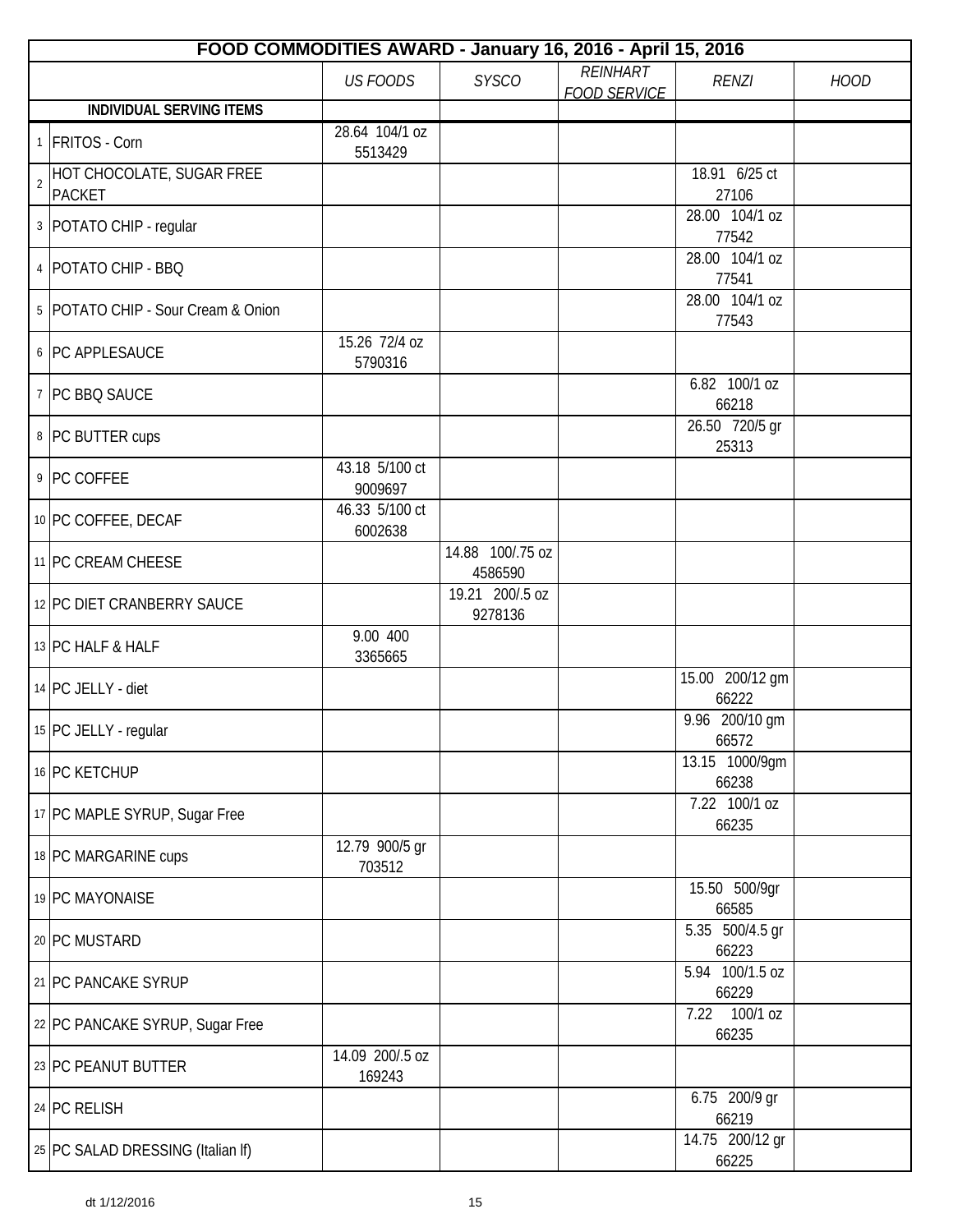| | FOOD COMMODITIES AWARD - January 16, 2016 - April 15, 2016 | | | | | |
|---|---|---|---|---|---|---|
| | | *US FOODS* | *SYSCO* | *REINHART FOOD SERVICE* | *RENZI* | *HOOD* |
| | **INDIVIDUAL SERVING ITEMS** | | | | | |
| 1 | FRITOS - Corn | 28.64 104/1 oz 5513429 | | | | |
| 2 | HOT CHOCOLATE, SUGAR FREE PACKET | | | | 18.91 6/25 ct 27106 | |
| 3 | POTATO CHIP - regular | | | | 28.00 104/1 oz 77542 | |
| 4 | POTATO CHIP - BBQ | | | | 28.00 104/1 oz 77541 | |
| 5 | POTATO CHIP - Sour Cream & Onion | | | | 28.00 104/1 oz 77543 | |
| 6 | PC APPLESAUCE | 15.26 72/4 oz 5790316 | | | | |
| 7 | PC BBQ SAUCE | | | | 6.82 100/1 oz 66218 | |
| 8 | PC BUTTER cups | | | | 26.50 720/5 gr 25313 | |
| 9 | PC COFFEE | 43.18 5/100 ct 9009697 | | | | |
| 10 | PC COFFEE, DECAF | 46.33 5/100 ct 6002638 | | | | |
| 11 | PC CREAM CHEESE | | 14.88 100/.75 oz 4586590 | | | |
| 12 | PC DIET CRANBERRY SAUCE | | 19.21 200/.5 oz 9278136 | | | |
| 13 | PC HALF & HALF | 9.00 400 3365665 | | | | |
| 14 | PC JELLY - diet | | | | 15.00 200/12 gm 66222 | |
| 15 | PC JELLY - regular | | | | 9.96 200/10 gm 66572 | |
| 16 | PC KETCHUP | | | | 13.15 1000/9gm 66238 | |
| 17 | PC MAPLE SYRUP, Sugar Free | | | | 7.22 100/1 oz 66235 | |
| 18 | PC MARGARINE cups | 12.79 900/5 gr 703512 | | | | |
| 19 | PC MAYONAISE | | | | 15.50 500/9gr 66585 | |
| 20 | PC MUSTARD | | | | 5.35 500/4.5 gr 66223 | |
| 21 | PC PANCAKE SYRUP | | | | 5.94 100/1.5 oz 66229 | |
| 22 | PC PANCAKE SYRUP, Sugar Free | | | | 7.22 100/1 oz 66235 | |
| 23 | PC PEANUT BUTTER | 14.09 200/.5 oz 169243 | | | | |
| 24 | PC RELISH | | | | 6.75 200/9 gr 66219 | |
| 25 | PC SALAD DRESSING (Italian lf) | | | | 14.75 200/12 gr 66225 | |

dt 1/12/2016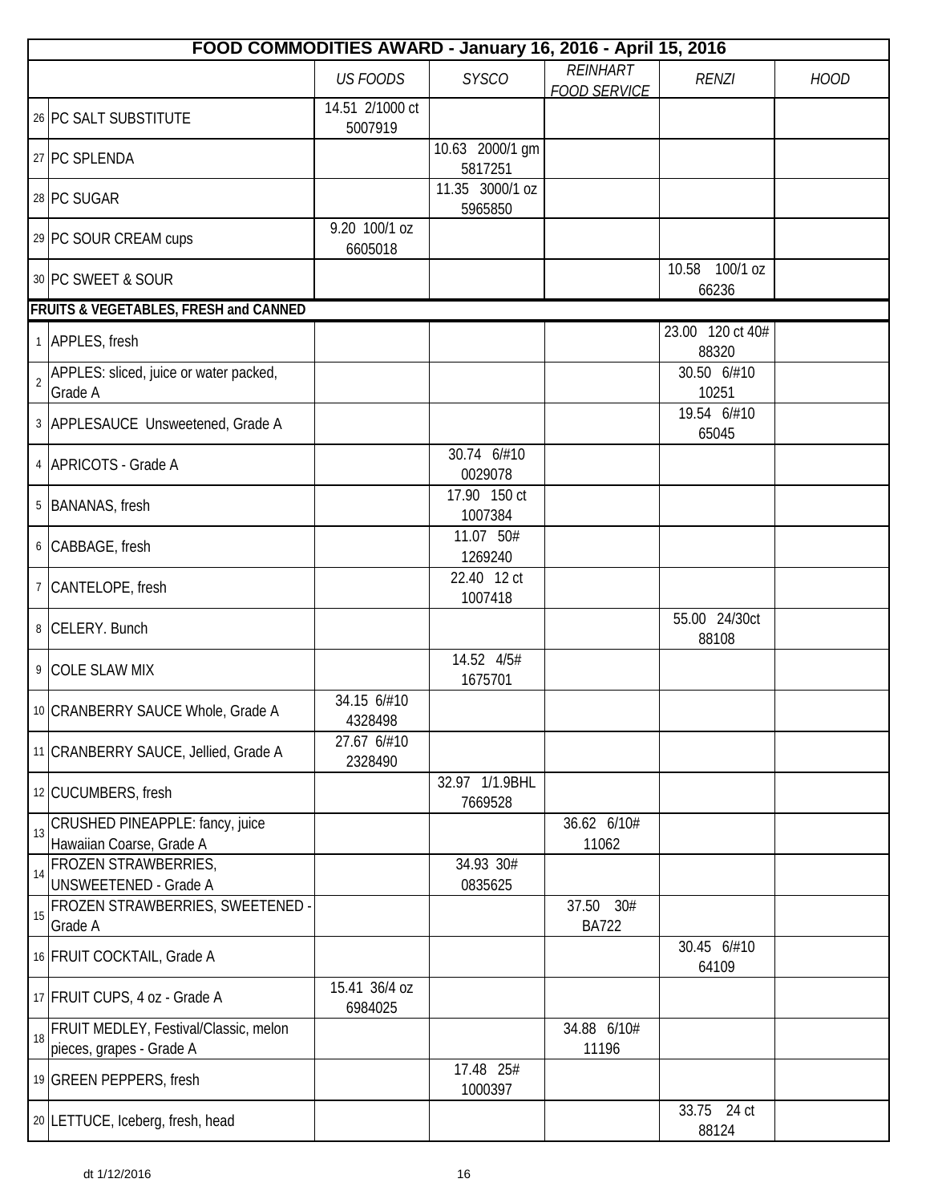| FOOD COMMODITIES AWARD - January 16, 2016 - April 15, 2016 | | | | | | | |
|---|---|---|---|---|---|---|---|
| | | *US FOODS* | *SYSCO* | *REINHART FOOD SERVICE* | *RENZI* | *HOOD* |
| 26 | PC SALT SUBSTITUTE | 14.51 2/1000 ct 5007919 | | | | |
| 27 | PC SPLENDA | | 10.63 2000/1 gm 5817251 | | | |
| 28 | PC SUGAR | | 11.35 3000/1 oz 5965850 | | | |
| 29 | PC SOUR CREAM cups | 9.20 100/1 oz 6605018 | | | | |
| 30 | PC SWEET & SOUR | | | | 10.58 100/1 oz 66236 | |
| **FRUITS & VEGETABLES, FRESH and CANNED** | | | | | | |
| 1 | APPLES, fresh | | | | 23.00 120 ct 40# 88320 | |
| 2 | APPLES: sliced, juice or water packed, Grade A | | | | 30.50 6/#10 10251 | |
| 3 | APPLESAUCE Unsweetened, Grade A | | | | 19.54 6/#10 65045 | |
| 4 | APRICOTS - Grade A | | 30.74 6/#10 0029078 | | | |
| 5 | BANANAS, fresh | | 17.90 150 ct 1007384 | | | |
| 6 | CABBAGE, fresh | | 11.07 50# 1269240 | | | |
| 7 | CANTELOPE, fresh | | 22.40 12 ct 1007418 | | | |
| 8 | CELERY. Bunch | | | | 55.00 24/30ct 88108 | |
| 9 | COLE SLAW MIX | | 14.52 4/5# 1675701 | | | |
| 10 | CRANBERRY SAUCE Whole, Grade A | 34.15 6/#10 4328498 | | | | |
| 11 | CRANBERRY SAUCE, Jellied, Grade A | 27.67 6/#10 2328490 | | | | |
| 12 | CUCUMBERS, fresh | | 32.97 1/1.9BHL 7669528 | | | |
| 13 | CRUSHED PINEAPPLE: fancy, juice Hawaiian Coarse, Grade A | | | 36.62 6/10# 11062 | | |
| 14 | FROZEN STRAWBERRIES, UNSWEETENED - Grade A | | 34.93 30# 0835625 | | | |
| 15 | FROZEN STRAWBERRIES, SWEETENED - Grade A | | | 37.50 30# BA722 | | |
| 16 | FRUIT COCKTAIL, Grade A | | | | 30.45 6/#10 64109 | |
| 17 | FRUIT CUPS, 4 oz - Grade A | 15.41 36/4 oz 6984025 | | | | |
| 18 | FRUIT MEDLEY, Festival/Classic, melon pieces, grapes - Grade A | | | 34.88 6/10# 11196 | | |
| 19 | GREEN PEPPERS, fresh | | 17.48 25# 1000397 | | | |
| 20 | LETTUCE, Iceberg, fresh, head | | | | 33.75 24 ct 88124 | |

dt 1/12/2016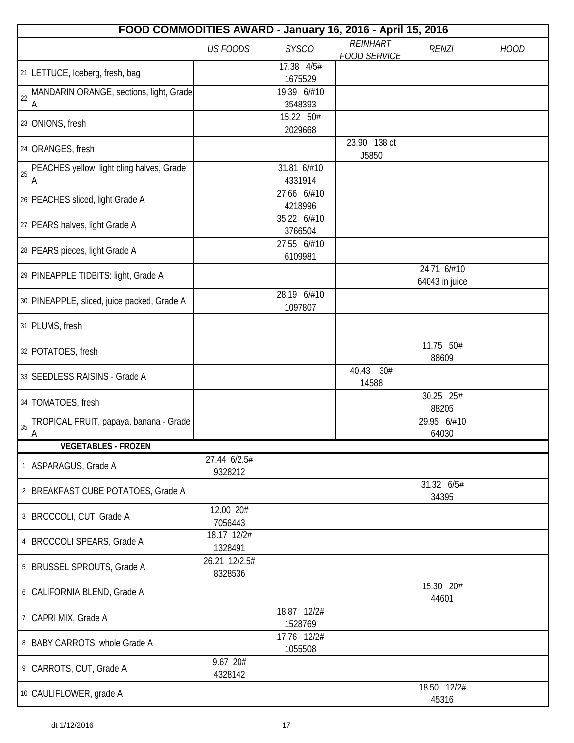| | FOOD COMMODITIES AWARD - January 16, 2016 - April 15, 2016 | | | | | |
|---|---|---|---|---|---|---|
| | | *US FOODS* | *SYSCO* | *REINHART FOOD SERVICE* | *RENZI* | *HOOD* |
| 21 | LETTUCE, Iceberg, fresh, bag | | 17.38 4/5# 1675529 | | | |
| 22 | MANDARIN ORANGE, sections, light, Grade A | | 19.39 6/#10 3548393 | | | |
| 23 | ONIONS, fresh | | 15.22 50# 2029668 | | | |
| 24 | ORANGES, fresh | | | 23.90 138 ct J5850 | | |
| 25 | PEACHES yellow, light cling halves, Grade A | | 31.81 6/#10 4331914 | | | |
| 26 | PEACHES sliced, light Grade A | | 27.66 6/#10 4218996 | | | |
| 27 | PEARS halves, light Grade A | | 35.22 6/#10 3766504 | | | |
| 28 | PEARS pieces, light Grade A | | 27.55 6/#10 6109981 | | | |
| 29 | PINEAPPLE TIDBITS: light, Grade A | | | | 24.71 6/#10 64043 in juice | |
| 30 | PINEAPPLE, sliced, juice packed, Grade A | | 28.19 6/#10 1097807 | | | |
| 31 | PLUMS, fresh | | | | | |
| 32 | POTATOES, fresh | | | | 11.75 50# 88609 | |
| 33 | SEEDLESS RAISINS - Grade A | | | 40.43 30# 14588 | | |
| 34 | TOMATOES, fresh | | | | 30.25 25# 88205 | |
| 35 | TROPICAL FRUIT, papaya, banana - Grade A | | | | 29.95 6/#10 64030 | |
| | **VEGETABLES - FROZEN** | | | | | |
| 1 | ASPARAGUS, Grade A | 27.44 6/2.5# 9328212 | | | | |
| 2 | BREAKFAST CUBE POTATOES, Grade A | | | | 31.32 6/5# 34395 | |
| 3 | BROCCOLI, CUT, Grade A | 12.00 20# 7056443 | | | | |
| 4 | BROCCOLI SPEARS, Grade A | 18.17 12/2# 1328491 | | | | |
| 5 | BRUSSEL SPROUTS, Grade A | 26.21 12/2.5# 8328536 | | | | |
| 6 | CALIFORNIA BLEND, Grade A | | | | 15.30 20# 44601 | |
| 7 | CAPRI MIX, Grade A | | 18.87 12/2# 1528769 | | | |
| 8 | BABY CARROTS, whole Grade A | | 17.76 12/2# 1055508 | | | |
| 9 | CARROTS, CUT, Grade A | 9.67 20# 4328142 | | | | |
| 10 | CAULIFLOWER, grade A | | | | 18.50 12/2# 45316 | |

dt 1/12/2016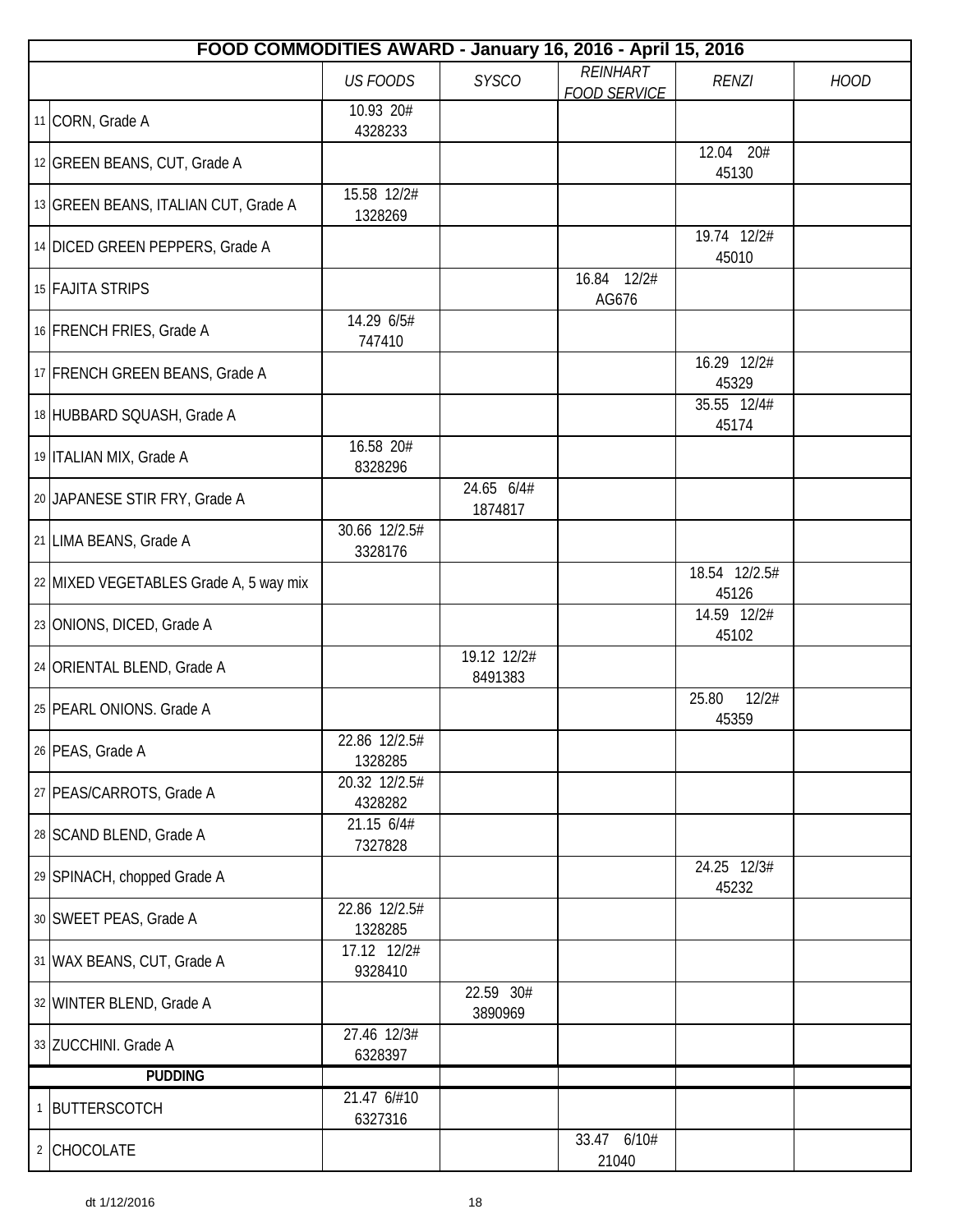| FOOD COMMODITIES AWARD - January 16, 2016 - April 15, 2016 | | | | | | | |
|---|---|---|---|---|---|---|---|
| | | *US FOODS* | *SYSCO* | *REINHART FOOD SERVICE* | *RENZI* | *HOOD* |
| 11 | CORN, Grade A | 10.93 20# 4328233 | | | | |
| 12 | GREEN BEANS, CUT, Grade A | | | | 12.04 20# 45130 | |
| 13 | GREEN BEANS, ITALIAN CUT, Grade A | 15.58 12/2# 1328269 | | | | |
| 14 | DICED GREEN PEPPERS, Grade A | | | | 19.74 12/2# 45010 | |
| 15 | FAJITA STRIPS | | | 16.84 12/2# AG676 | | |
| 16 | FRENCH FRIES, Grade A | 14.29 6/5# 747410 | | | | |
| 17 | FRENCH GREEN BEANS, Grade A | | | | 16.29 12/2# 45329 | |
| 18 | HUBBARD SQUASH, Grade A | | | | 35.55 12/4# 45174 | |
| 19 | ITALIAN MIX, Grade A | 16.58 20# 8328296 | | | | |
| 20 | JAPANESE STIR FRY, Grade A | | 24.65 6/4# 1874817 | | | |
| 21 | LIMA BEANS, Grade A | 30.66 12/2.5# 3328176 | | | | |
| 22 | MIXED VEGETABLES Grade A, 5 way mix | | | | 18.54 12/2.5# 45126 | |
| 23 | ONIONS, DICED, Grade A | | | | 14.59 12/2# 45102 | |
| 24 | ORIENTAL BLEND, Grade A | | 19.12 12/2# 8491383 | | | |
| 25 | PEARL ONIONS. Grade A | | | | 25.80 12/2# 45359 | |
| 26 | PEAS, Grade A | 22.86 12/2.5# 1328285 | | | | |
| 27 | PEAS/CARROTS, Grade A | 20.32 12/2.5# 4328282 | | | | |
| 28 | SCAND BLEND, Grade A | 21.15 6/4# 7327828 | | | | |
| 29 | SPINACH, chopped Grade A | | | | 24.25 12/3# 45232 | |
| 30 | SWEET PEAS, Grade A | 22.86 12/2.5# 1328285 | | | | |
| 31 | WAX BEANS, CUT, Grade A | 17.12 12/2# 9328410 | | | | |
| 32 | WINTER BLEND, Grade A | | 22.59 30# 3890969 | | | |
| 33 | ZUCCHINI. Grade A | 27.46 12/3# 6328397 | | | | |
| | **PUDDING** | | | | | |
| 1 | BUTTERSCOTCH | 21.47 6/#10 6327316 | | | | |
| 2 | CHOCOLATE | | | 33.47 6/10# 21040 | | |

dt 1/12/2016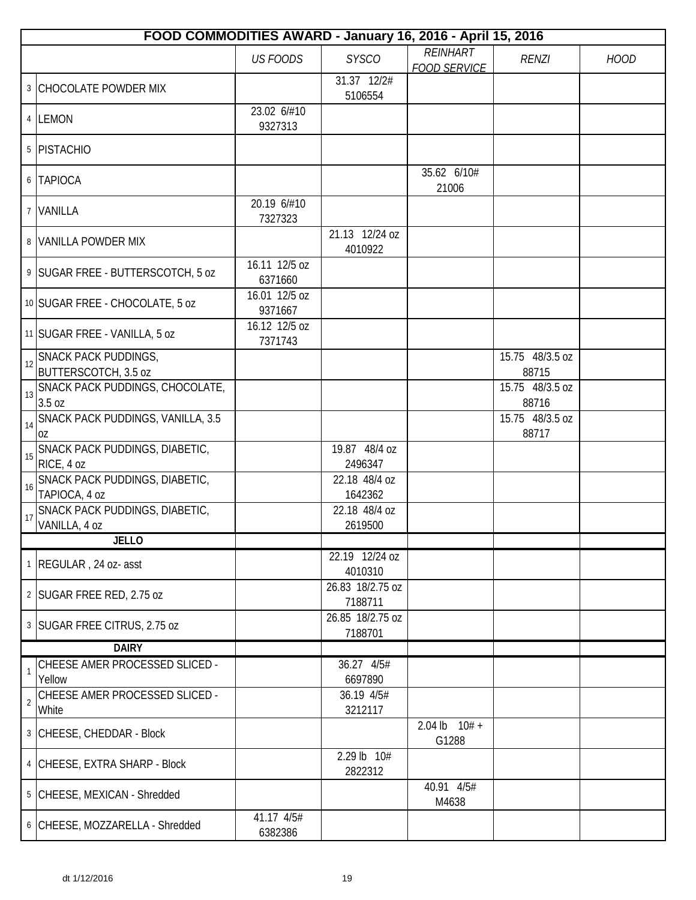| FOOD COMMODITIES AWARD - January 16, 2016 - April 15, 2016 | | | | | | | |
|---|---|---|---|---|---|---|---|
| | | *US FOODS* | *SYSCO* | *REINHART FOOD SERVICE* | *RENZI* | *HOOD* |
| 3 | CHOCOLATE POWDER MIX | | 31.37 12/2# 5106554 | | | |
| 4 | LEMON | 23.02 6/#10 9327313 | | | | |
| 5 | PISTACHIO | | | | | |
| 6 | TAPIOCA | | | 35.62 6/10# 21006 | | |
| 7 | VANILLA | 20.19 6/#10 7327323 | | | | |
| 8 | VANILLA POWDER MIX | | 21.13 12/24 oz 4010922 | | | |
| 9 | SUGAR FREE - BUTTERSCOTCH, 5 oz | 16.11 12/5 oz 6371660 | | | | |
| 10 | SUGAR FREE - CHOCOLATE, 5 oz | 16.01 12/5 oz 9371667 | | | | |
| 11 | SUGAR FREE - VANILLA, 5 oz | 16.12 12/5 oz 7371743 | | | | |
| 12 | SNACK PACK PUDDINGS, BUTTERSCOTCH, 3.5 oz | | | | 15.75 48/3.5 oz 88715 | |
| 13 | SNACK PACK PUDDINGS, CHOCOLATE, 3.5 oz | | | | 15.75 48/3.5 oz 88716 | |
| 14 | SNACK PACK PUDDINGS, VANILLA, 3.5 oz | | | | 15.75 48/3.5 oz 88717 | |
| 15 | SNACK PACK PUDDINGS, DIABETIC, RICE, 4 oz | | 19.87 48/4 oz 2496347 | | | |
| 16 | SNACK PACK PUDDINGS, DIABETIC, TAPIOCA, 4 oz | | 22.18 48/4 oz 1642362 | | | |
| 17 | SNACK PACK PUDDINGS, DIABETIC, VANILLA, 4 oz | | 22.18 48/4 oz 2619500 | | | |
| | **JELLO** | | | | | |
| 1 | REGULAR , 24 oz- asst | | 22.19 12/24 oz 4010310 | | | |
| 2 | SUGAR FREE RED, 2.75 oz | | 26.83 18/2.75 oz 7188711 | | | |
| 3 | SUGAR FREE CITRUS, 2.75 oz | | 26.85 18/2.75 oz 7188701 | | | |
| | **DAIRY** | | | | | |
| 1 | CHEESE AMER PROCESSED SLICED - Yellow | | 36.27 4/5# 6697890 | | | |
| 2 | CHEESE AMER PROCESSED SLICED - White | | 36.19 4/5# 3212117 | | | |
| 3 | CHEESE, CHEDDAR - Block | | | 2.04 lb 10# + G1288 | | |
| 4 | CHEESE, EXTRA SHARP - Block | | 2.29 lb 10# 2822312 | | | |
| 5 | CHEESE, MEXICAN - Shredded | | | 40.91 4/5# M4638 | | |
| 6 | CHEESE, MOZZARELLA - Shredded | 41.17 4/5# 6382386 | | | | |

dt 1/12/2016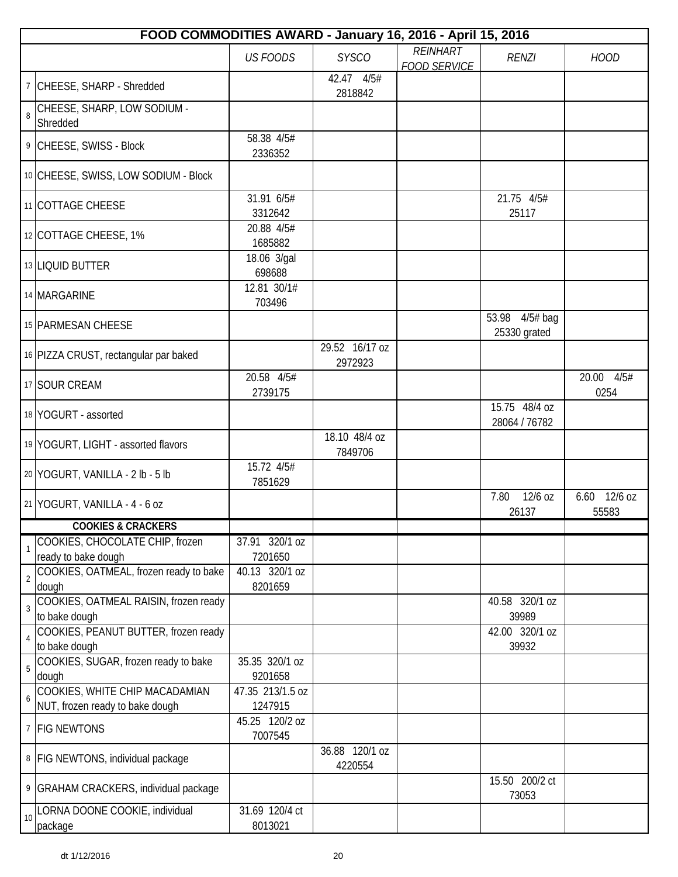| FOOD COMMODITIES AWARD - January 16, 2016 - April 15, 2016 | | | | | | | |
|---|---|---|---|---|---|---|---|
| | | *US FOODS* | *SYSCO* | *REINHART FOOD SERVICE* | *RENZI* | *HOOD* |
| 7 | CHEESE, SHARP - Shredded | | 42.47 4/5# 2818842 | | | |
| 8 | CHEESE, SHARP, LOW SODIUM - Shredded | | | | | |
| 9 | CHEESE, SWISS - Block | 58.38 4/5# 2336352 | | | | |
| 10 | CHEESE, SWISS, LOW SODIUM - Block | | | | | |
| 11 | COTTAGE CHEESE | 31.91 6/5# 3312642 | | | 21.75 4/5# 25117 | |
| 12 | COTTAGE CHEESE, 1% | 20.88 4/5# 1685882 | | | | |
| 13 | LIQUID BUTTER | 18.06 3/gal 698688 | | | | |
| 14 | MARGARINE | 12.81 30/1# 703496 | | | | |
| 15 | PARMESAN CHEESE | | | | 53.98 4/5# bag 25330 grated | |
| 16 | PIZZA CRUST, rectangular par baked | | 29.52 16/17 oz 2972923 | | | |
| 17 | SOUR CREAM | 20.58 4/5# 2739175 | | | | 20.00 4/5# 0254 |
| 18 | YOGURT - assorted | | | | 15.75 48/4 oz 28064 / 76782 | |
| 19 | YOGURT, LIGHT - assorted flavors | | 18.10 48/4 oz 7849706 | | | |
| 20 | YOGURT, VANILLA - 2 lb - 5 lb | 15.72 4/5# 7851629 | | | | |
| 21 | YOGURT, VANILLA - 4 - 6 oz | | | | 7.80 12/6 oz 26137 | 6.60 12/6 oz 55583 |
| | **COOKIES & CRACKERS** | | | | | |
| 1 | COOKIES, CHOCOLATE CHIP, frozen ready to bake dough | 37.91 320/1 oz 7201650 | | | | |
| 2 | COOKIES, OATMEAL, frozen ready to bake dough | 40.13 320/1 oz 8201659 | | | | |
| 3 | COOKIES, OATMEAL RAISIN, frozen ready to bake dough | | | | 40.58 320/1 oz 39989 | |
| 4 | COOKIES, PEANUT BUTTER, frozen ready to bake dough | | | | 42.00 320/1 oz 39932 | |
| 5 | COOKIES, SUGAR, frozen ready to bake dough | 35.35 320/1 oz 9201658 | | | | |
| 6 | COOKIES, WHITE CHIP MACADAMIAN NUT, frozen ready to bake dough | 47.35 213/1.5 oz 1247915 | | | | |
| 7 | FIG NEWTONS | 45.25 120/2 oz 7007545 | | | | |
| 8 | FIG NEWTONS, individual package | | 36.88 120/1 oz 4220554 | | | |
| 9 | GRAHAM CRACKERS, individual package | | | | 15.50 200/2 ct 73053 | |
| 10 | LORNA DOONE COOKIE, individual package | 31.69 120/4 ct 8013021 | | | | |

dt 1/12/2016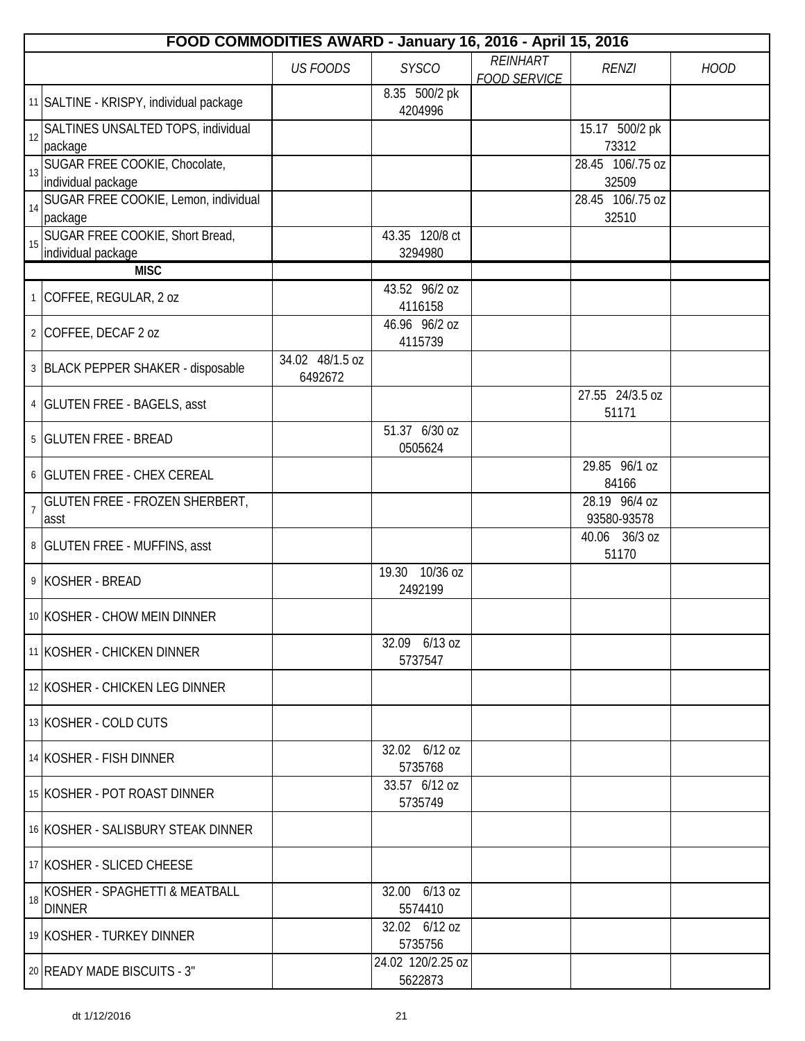| FOOD COMMODITIES AWARD - January 16, 2016 - April 15, 2016 | | | | | | |
|---|---|---|---|---|---|---|
| | | *US FOODS* | *SYSCO* | *REINHART FOOD SERVICE* | *RENZI* | *HOOD* |
| 11 | SALTINE - KRISPY, individual package | | 8.35 500/2 pk 4204996 | | | |
| 12 | SALTINES UNSALTED TOPS, individual package | | | | 15.17 500/2 pk 73312 | |
| 13 | SUGAR FREE COOKIE, Chocolate, individual package | | | | 28.45 106/.75 oz 32509 | |
| 14 | SUGAR FREE COOKIE, Lemon, individual package | | | | 28.45 106/.75 oz 32510 | |
| 15 | SUGAR FREE COOKIE, Short Bread, individual package | | 43.35 120/8 ct 3294980 | | | |
| | **MISC** | | | | | |
| 1 | COFFEE, REGULAR, 2 oz | | 43.52 96/2 oz 4116158 | | | |
| 2 | COFFEE, DECAF 2 oz | | 46.96 96/2 oz 4115739 | | | |
| 3 | BLACK PEPPER SHAKER - disposable | 34.02 48/1.5 oz 6492672 | | | | |
| 4 | GLUTEN FREE - BAGELS, asst | | | | 27.55 24/3.5 oz 51171 | |
| 5 | GLUTEN FREE - BREAD | | 51.37 6/30 oz 0505624 | | | |
| 6 | GLUTEN FREE - CHEX CEREAL | | | | 29.85 96/1 oz 84166 | |
| 7 | GLUTEN FREE - FROZEN SHERBERT, asst | | | | 28.19 96/4 oz 93580-93578 | |
| 8 | GLUTEN FREE - MUFFINS, asst | | | | 40.06 36/3 oz 51170 | |
| 9 | KOSHER - BREAD | | 19.30 10/36 oz 2492199 | | | |
| 10 | KOSHER - CHOW MEIN DINNER | | | | | |
| 11 | KOSHER - CHICKEN DINNER | | 32.09 6/13 oz 5737547 | | | |
| 12 | KOSHER - CHICKEN LEG DINNER | | | | | |
| 13 | KOSHER - COLD CUTS | | | | | |
| 14 | KOSHER - FISH DINNER | | 32.02 6/12 oz 5735768 | | | |
| 15 | KOSHER - POT ROAST DINNER | | 33.57 6/12 oz 5735749 | | | |
| 16 | KOSHER - SALISBURY STEAK DINNER | | | | | |
| 17 | KOSHER - SLICED CHEESE | | | | | |
| 18 | KOSHER - SPAGHETTI & MEATBALL DINNER | | 32.00 6/13 oz 5574410 | | | |
| 19 | KOSHER - TURKEY DINNER | | 32.02 6/12 oz 5735756 | | | |
| 20 | READY MADE BISCUITS - 3" | | 24.02 120/2.25 oz 5622873 | | | |

dt 1/12/2016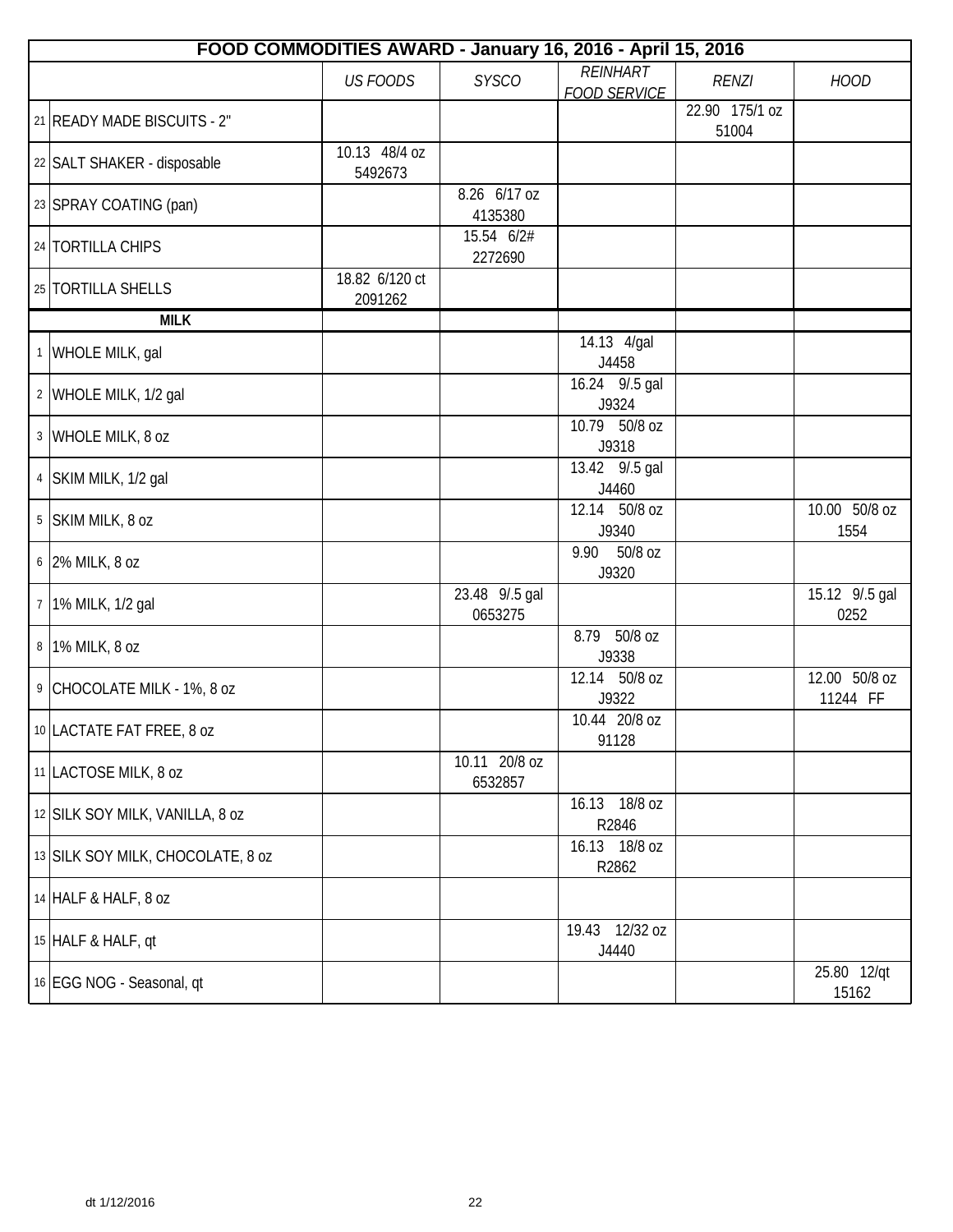| FOOD COMMODITIES AWARD - January 16, 2016 - April 15, 2016 | | | | | | |
|---|---|---|---|---|---|---|
| | | *US FOODS* | *SYSCO* | *REINHART FOOD SERVICE* | *RENZI* | *HOOD* |
| 21 | READY MADE BISCUITS - 2" | | | | 22.90 175/1 oz 51004 | |
| 22 | SALT SHAKER - disposable | 10.13 48/4 oz 5492673 | | | | |
| 23 | SPRAY COATING (pan) | | 8.26 6/17 oz 4135380 | | | |
| 24 | TORTILLA CHIPS | | 15.54 6/2# 2272690 | | | |
| 25 | TORTILLA SHELLS | 18.82 6/120 ct 2091262 | | | | |
| | **MILK** | | | | | |
| 1 | WHOLE MILK, gal | | | 14.13 4/gal J4458 | | |
| 2 | WHOLE MILK, 1/2 gal | | | 16.24 9/.5 gal J9324 | | |
| 3 | WHOLE MILK, 8 oz | | | 10.79 50/8 oz J9318 | | |
| 4 | SKIM MILK, 1/2 gal | | | 13.42 9/.5 gal J4460 | | |
| 5 | SKIM MILK, 8 oz | | | 12.14 50/8 oz J9340 | | 10.00 50/8 oz 1554 |
| 6 | 2% MILK, 8 oz | | | 9.90 50/8 oz J9320 | | |
| 7 | 1% MILK, 1/2 gal | | 23.48 9/.5 gal 0653275 | | | 15.12 9/.5 gal 0252 |
| 8 | 1% MILK, 8 oz | | | 8.79 50/8 oz J9338 | | |
| 9 | CHOCOLATE MILK - 1%, 8 oz | | | 12.14 50/8 oz J9322 | | 12.00 50/8 oz 11244 FF |
| 10 | LACTATE FAT FREE, 8 oz | | | 10.44 20/8 oz 91128 | | |
| 11 | LACTOSE MILK, 8 oz | | 10.11 20/8 oz 6532857 | | | |
| 12 | SILK SOY MILK, VANILLA, 8 oz | | | 16.13 18/8 oz R2846 | | |
| 13 | SILK SOY MILK, CHOCOLATE, 8 oz | | | 16.13 18/8 oz R2862 | | |
| 14 | HALF & HALF, 8 oz | | | | | |
| 15 | HALF & HALF, qt | | | 19.43 12/32 oz J4440 | | |
| 16 | EGG NOG - Seasonal, qt | | | | | 25.80 12/qt 15162 |

dt 1/12/2016